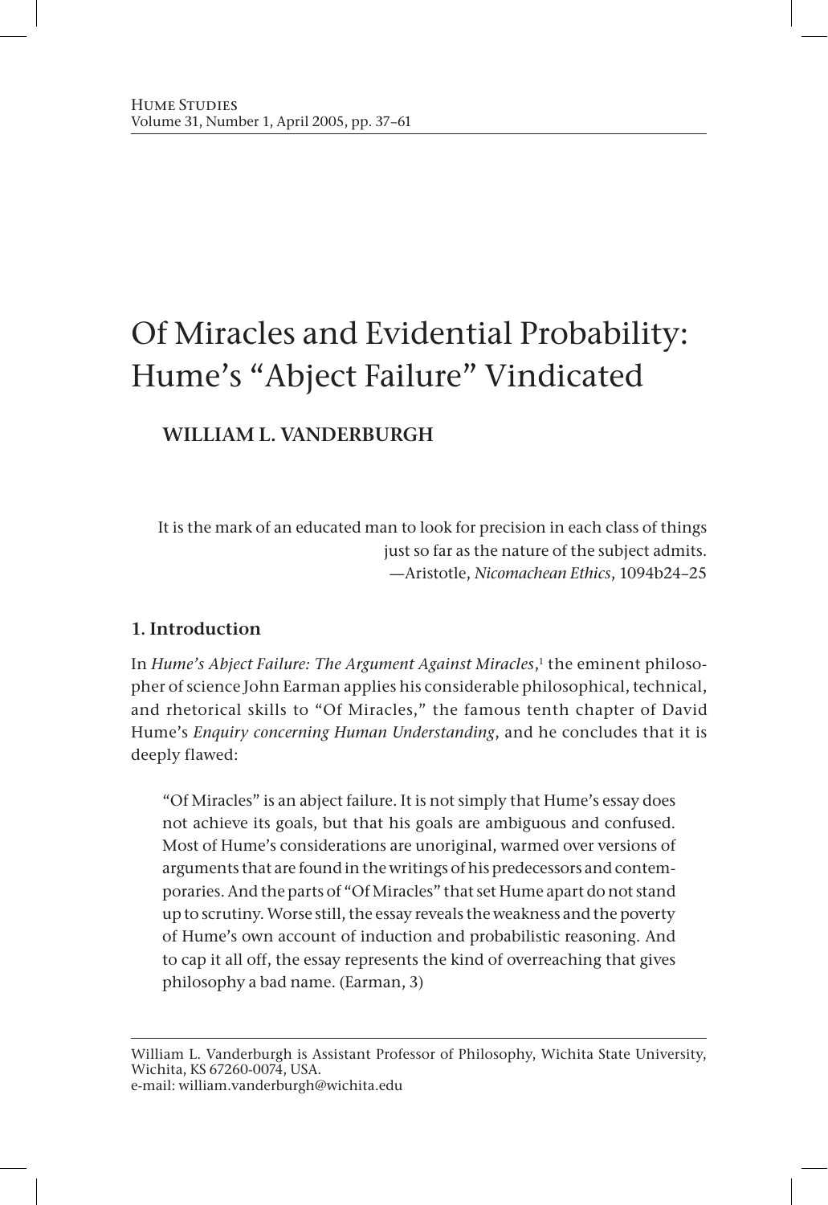# Of Miracles and Evidential Probability: Hume's "Abject Failure" Vindicated

**WILLIAM L. VANDERBURGH**

> It is the mark of an educated man to look for precision in each class of things just so far as the nature of the subject admits.
> —Aristotle, *Nicomachean Ethics*, 1094b24–25

## 1. Introduction

In *Hume's Abject Failure: The Argument Against Miracles*,[1] the eminent philosopher of science John Earman applies his considerable philosophical, technical, and rhetorical skills to "Of Miracles," the famous tenth chapter of David Hume's *Enquiry concerning Human Understanding*, and he concludes that it is deeply flawed:

> "Of Miracles" is an abject failure. It is not simply that Hume's essay does not achieve its goals, but that his goals are ambiguous and confused. Most of Hume's considerations are unoriginal, warmed over versions of arguments that are found in the writings of his predecessors and contemporaries. And the parts of "Of Miracles" that set Hume apart do not stand up to scrutiny. Worse still, the essay reveals the weakness and the poverty of Hume's own account of induction and probabilistic reasoning. And to cap it all off, the essay represents the kind of overreaching that gives philosophy a bad name. (Earman, 3)

William L. Vanderburgh is Assistant Professor of Philosophy, Wichita State University, Wichita, KS 67260-0074, USA.
e-mail: william.vanderburgh@wichita.edu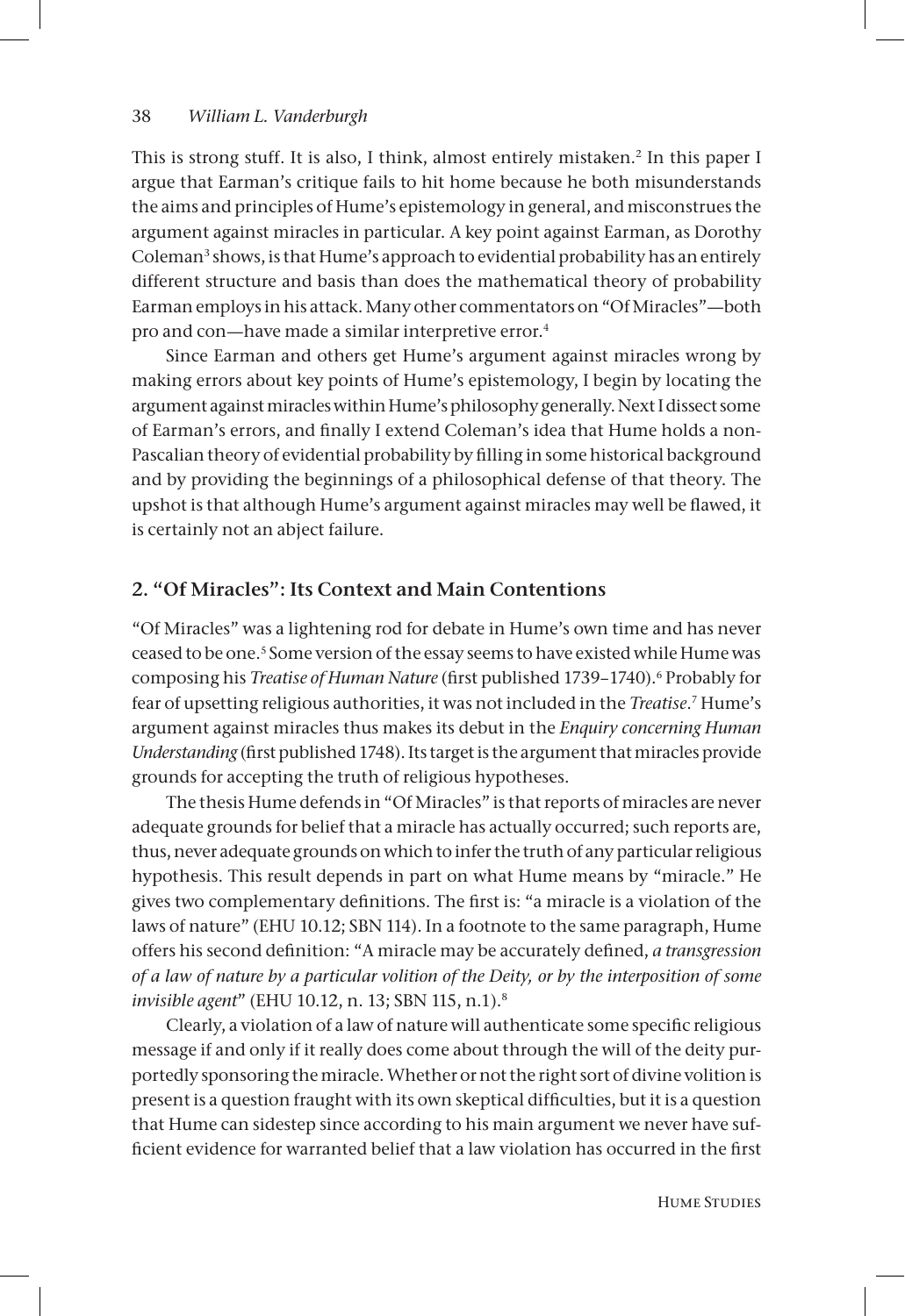This is strong stuff. It is also, I think, almost entirely mistaken.[2] In this paper I argue that Earman's critique fails to hit home because he both misunderstands the aims and principles of Hume's epistemology in general, and misconstrues the argument against miracles in particular. A key point against Earman, as Dorothy Coleman[3] shows, is that Hume's approach to evidential probability has an entirely different structure and basis than does the mathematical theory of probability Earman employs in his attack. Many other commentators on "Of Miracles"—both pro and con—have made a similar interpretive error.[4]

Since Earman and others get Hume's argument against miracles wrong by making errors about key points of Hume's epistemology, I begin by locating the argument against miracles within Hume's philosophy generally. Next I dissect some of Earman's errors, and finally I extend Coleman's idea that Hume holds a non-Pascalian theory of evidential probability by filling in some historical background and by providing the beginnings of a philosophical defense of that theory. The upshot is that although Hume's argument against miracles may well be flawed, it is certainly not an abject failure.

## 2. "Of Miracles": Its Context and Main Contentions

"Of Miracles" was a lightening rod for debate in Hume's own time and has never ceased to be one.[5] Some version of the essay seems to have existed while Hume was composing his *Treatise of Human Nature* (first published 1739–1740).[6] Probably for fear of upsetting religious authorities, it was not included in the *Treatise*.[7] Hume's argument against miracles thus makes its debut in the *Enquiry concerning Human Understanding* (first published 1748). Its target is the argument that miracles provide grounds for accepting the truth of religious hypotheses.

The thesis Hume defends in "Of Miracles" is that reports of miracles are never adequate grounds for belief that a miracle has actually occurred; such reports are, thus, never adequate grounds on which to infer the truth of any particular religious hypothesis. This result depends in part on what Hume means by "miracle." He gives two complementary definitions. The first is: "a miracle is a violation of the laws of nature" (EHU 10.12; SBN 114). In a footnote to the same paragraph, Hume offers his second definition: "A miracle may be accurately defined, *a transgression of a law of nature by a particular volition of the Deity, or by the interposition of some invisible agent*" (EHU 10.12, n. 13; SBN 115, n.1).[8]

Clearly, a violation of a law of nature will authenticate some specific religious message if and only if it really does come about through the will of the deity purportedly sponsoring the miracle. Whether or not the right sort of divine volition is present is a question fraught with its own skeptical difficulties, but it is a question that Hume can sidestep since according to his main argument we never have sufficient evidence for warranted belief that a law violation has occurred in the first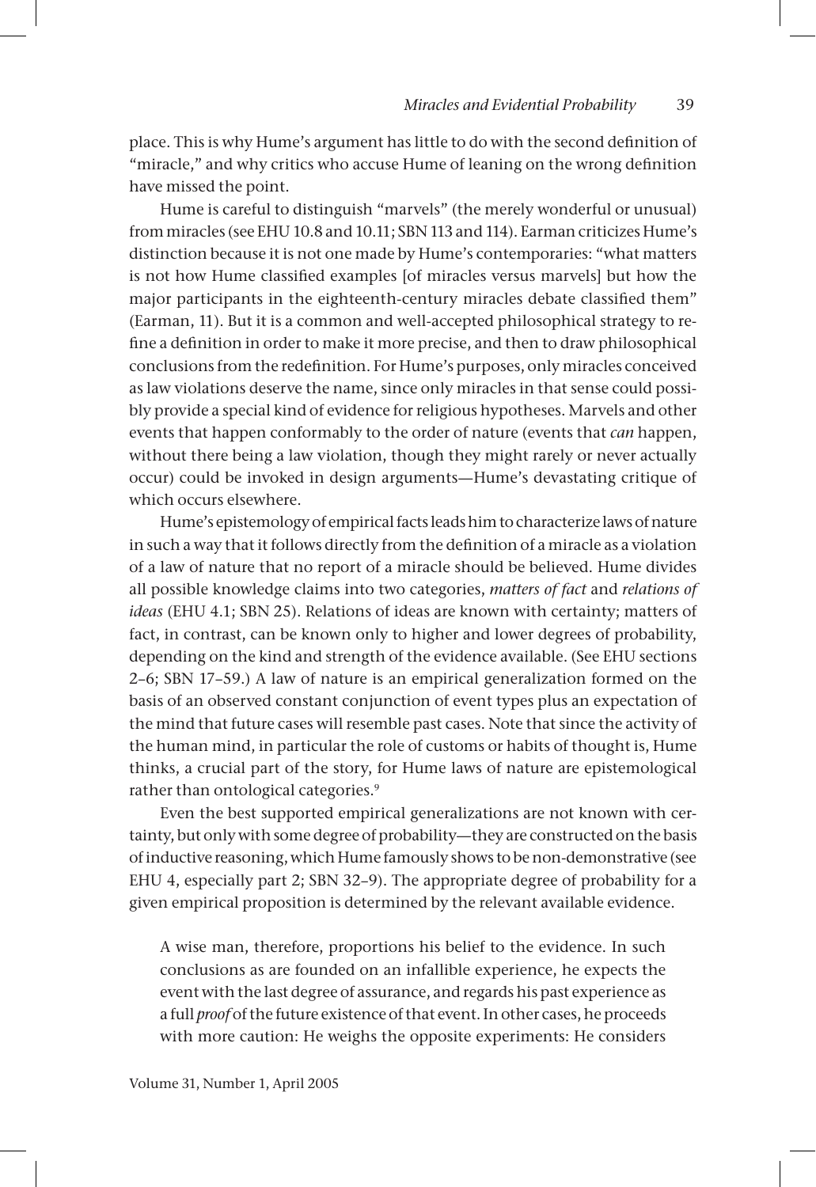place. This is why Hume's argument has little to do with the second definition of "miracle," and why critics who accuse Hume of leaning on the wrong definition have missed the point.

Hume is careful to distinguish "marvels" (the merely wonderful or unusual) from miracles (see EHU 10.8 and 10.11; SBN 113 and 114). Earman criticizes Hume's distinction because it is not one made by Hume's contemporaries: "what matters is not how Hume classified examples [of miracles versus marvels] but how the major participants in the eighteenth-century miracles debate classified them" (Earman, 11). But it is a common and well-accepted philosophical strategy to refine a definition in order to make it more precise, and then to draw philosophical conclusions from the redefinition. For Hume's purposes, only miracles conceived as law violations deserve the name, since only miracles in that sense could possibly provide a special kind of evidence for religious hypotheses. Marvels and other events that happen conformably to the order of nature (events that *can* happen, without there being a law violation, though they might rarely or never actually occur) could be invoked in design arguments—Hume's devastating critique of which occurs elsewhere.

Hume's epistemology of empirical facts leads him to characterize laws of nature in such a way that it follows directly from the definition of a miracle as a violation of a law of nature that no report of a miracle should be believed. Hume divides all possible knowledge claims into two categories, *matters of fact* and *relations of ideas* (EHU 4.1; SBN 25). Relations of ideas are known with certainty; matters of fact, in contrast, can be known only to higher and lower degrees of probability, depending on the kind and strength of the evidence available. (See EHU sections 2–6; SBN 17–59.) A law of nature is an empirical generalization formed on the basis of an observed constant conjunction of event types plus an expectation of the mind that future cases will resemble past cases. Note that since the activity of the human mind, in particular the role of customs or habits of thought is, Hume thinks, a crucial part of the story, for Hume laws of nature are epistemological rather than ontological categories.[9]

Even the best supported empirical generalizations are not known with certainty, but only with some degree of probability—they are constructed on the basis of inductive reasoning, which Hume famously shows to be non-demonstrative (see EHU 4, especially part 2; SBN 32–9). The appropriate degree of probability for a given empirical proposition is determined by the relevant available evidence.

> A wise man, therefore, proportions his belief to the evidence. In such conclusions as are founded on an infallible experience, he expects the event with the last degree of assurance, and regards his past experience as a full *proof* of the future existence of that event. In other cases, he proceeds with more caution: He weighs the opposite experiments: He considers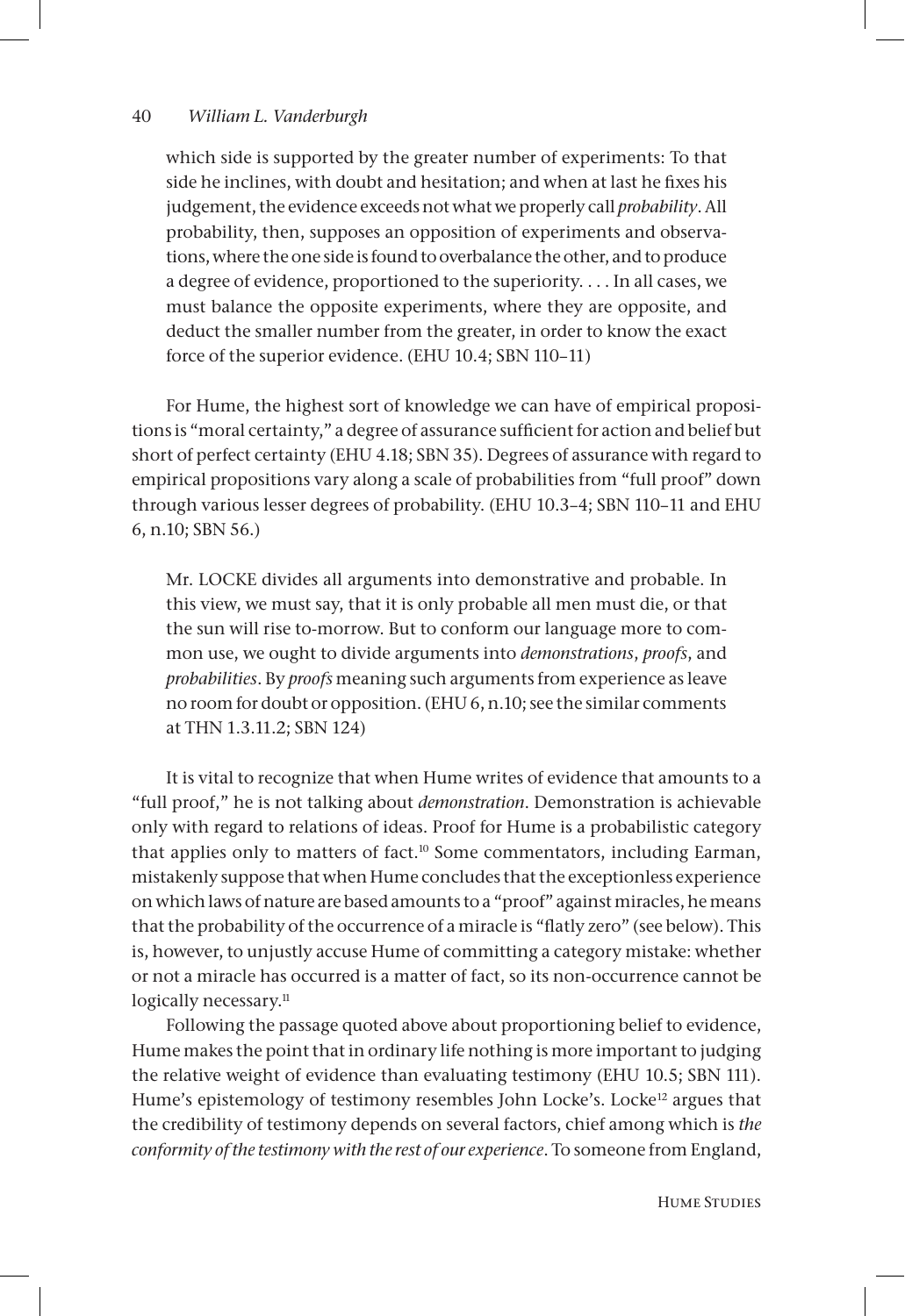which side is supported by the greater number of experiments: To that side he inclines, with doubt and hesitation; and when at last he fixes his judgement, the evidence exceeds not what we properly call *probability*. All probability, then, supposes an opposition of experiments and observations, where the one side is found to overbalance the other, and to produce a degree of evidence, proportioned to the superiority. . . . In all cases, we must balance the opposite experiments, where they are opposite, and deduct the smaller number from the greater, in order to know the exact force of the superior evidence. (EHU 10.4; SBN 110–11)

For Hume, the highest sort of knowledge we can have of empirical propositions is "moral certainty," a degree of assurance sufficient for action and belief but short of perfect certainty (EHU 4.18; SBN 35). Degrees of assurance with regard to empirical propositions vary along a scale of probabilities from "full proof" down through various lesser degrees of probability. (EHU 10.3–4; SBN 110–11 and EHU 6, n.10; SBN 56.)

> Mr. LOCKE divides all arguments into demonstrative and probable. In this view, we must say, that it is only probable all men must die, or that the sun will rise to-morrow. But to conform our language more to common use, we ought to divide arguments into *demonstrations*, *proofs*, and *probabilities*. By *proofs* meaning such arguments from experience as leave no room for doubt or opposition. (EHU 6, n.10; see the similar comments at THN 1.3.11.2; SBN 124)

It is vital to recognize that when Hume writes of evidence that amounts to a "full proof," he is not talking about *demonstration*. Demonstration is achievable only with regard to relations of ideas. Proof for Hume is a probabilistic category that applies only to matters of fact.[10] Some commentators, including Earman, mistakenly suppose that when Hume concludes that the exceptionless experience on which laws of nature are based amounts to a "proof" against miracles, he means that the probability of the occurrence of a miracle is "flatly zero" (see below). This is, however, to unjustly accuse Hume of committing a category mistake: whether or not a miracle has occurred is a matter of fact, so its non-occurrence cannot be logically necessary.[11]

Following the passage quoted above about proportioning belief to evidence, Hume makes the point that in ordinary life nothing is more important to judging the relative weight of evidence than evaluating testimony (EHU 10.5; SBN 111). Hume's epistemology of testimony resembles John Locke's. Locke[12] argues that the credibility of testimony depends on several factors, chief among which is *the conformity of the testimony with the rest of our experience*. To someone from England,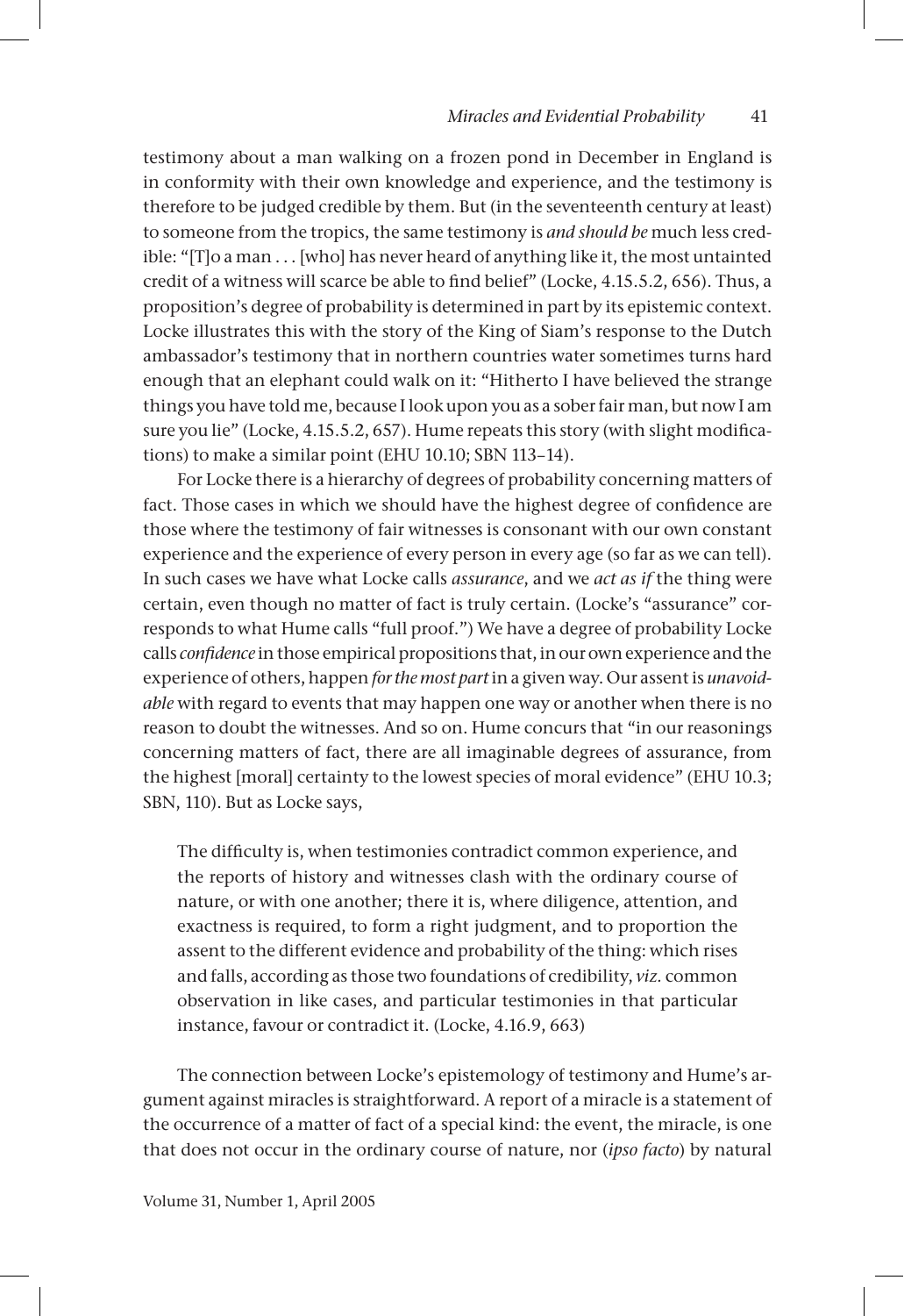testimony about a man walking on a frozen pond in December in England is in conformity with their own knowledge and experience, and the testimony is therefore to be judged credible by them. But (in the seventeenth century at least) to someone from the tropics, the same testimony is *and should be* much less credible: "[T]o a man . . . [who] has never heard of anything like it, the most untainted credit of a witness will scarce be able to find belief" (Locke, 4.15.5.2, 656). Thus, a proposition's degree of probability is determined in part by its epistemic context. Locke illustrates this with the story of the King of Siam's response to the Dutch ambassador's testimony that in northern countries water sometimes turns hard enough that an elephant could walk on it: "Hitherto I have believed the strange things you have told me, because I look upon you as a sober fair man, but now I am sure you lie" (Locke, 4.15.5.2, 657). Hume repeats this story (with slight modifications) to make a similar point (EHU 10.10; SBN 113–14).

For Locke there is a hierarchy of degrees of probability concerning matters of fact. Those cases in which we should have the highest degree of confidence are those where the testimony of fair witnesses is consonant with our own constant experience and the experience of every person in every age (so far as we can tell). In such cases we have what Locke calls *assurance*, and we *act as if* the thing were certain, even though no matter of fact is truly certain. (Locke's "assurance" corresponds to what Hume calls "full proof.") We have a degree of probability Locke calls *confidence* in those empirical propositions that, in our own experience and the experience of others, happen *for the most part* in a given way. Our assent is *unavoidable* with regard to events that may happen one way or another when there is no reason to doubt the witnesses. And so on. Hume concurs that "in our reasonings concerning matters of fact, there are all imaginable degrees of assurance, from the highest [moral] certainty to the lowest species of moral evidence" (EHU 10.3; SBN, 110). But as Locke says,

> The difficulty is, when testimonies contradict common experience, and the reports of history and witnesses clash with the ordinary course of nature, or with one another; there it is, where diligence, attention, and exactness is required, to form a right judgment, and to proportion the assent to the different evidence and probability of the thing: which rises and falls, according as those two foundations of credibility, *viz.* common observation in like cases, and particular testimonies in that particular instance, favour or contradict it. (Locke, 4.16.9, 663)

The connection between Locke's epistemology of testimony and Hume's argument against miracles is straightforward. A report of a miracle is a statement of the occurrence of a matter of fact of a special kind: the event, the miracle, is one that does not occur in the ordinary course of nature, nor (*ipso facto*) by natural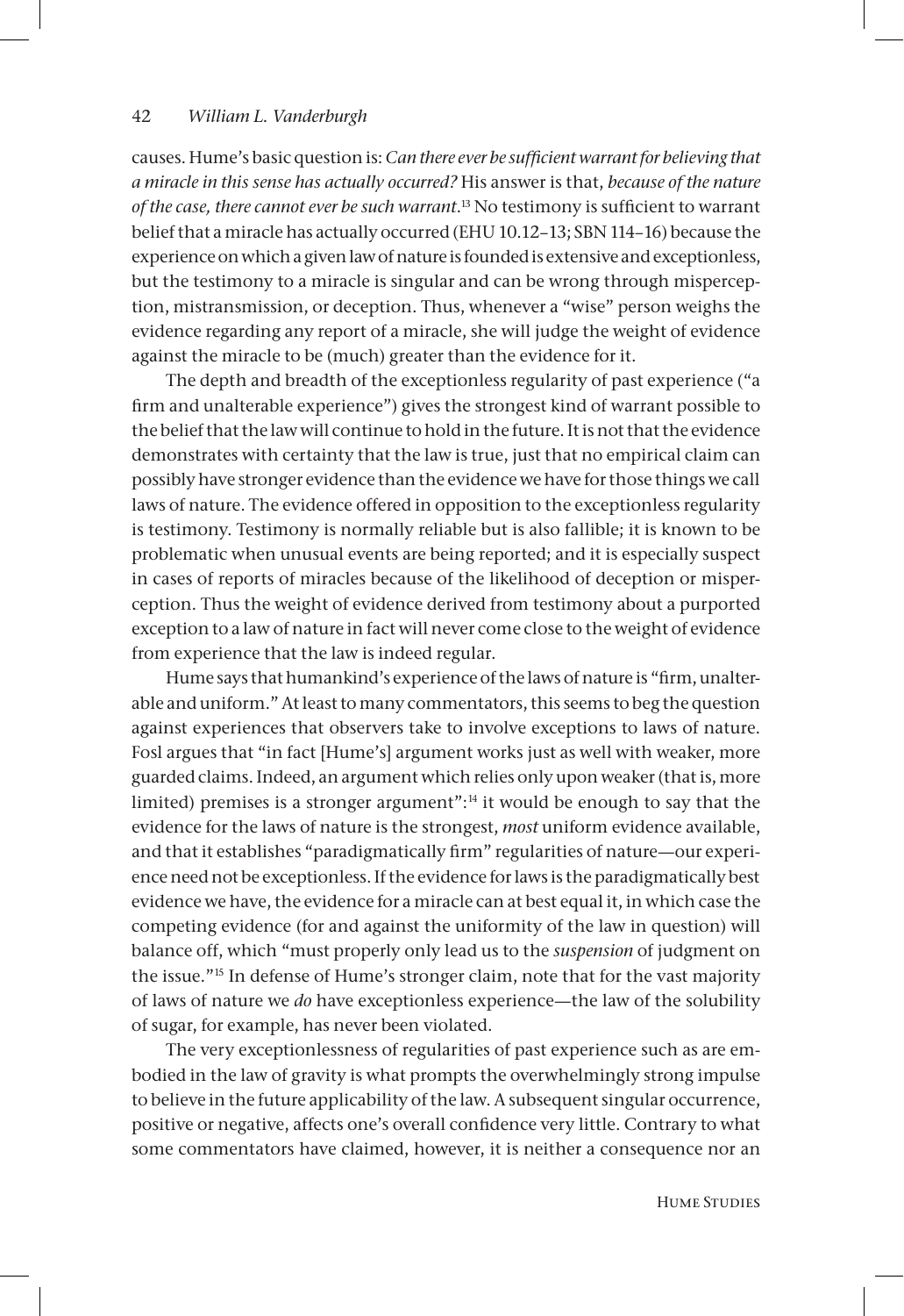causes. Hume's basic question is: *Can there ever be sufficient warrant for believing that a miracle in this sense has actually occurred?* His answer is that, *because of the nature of the case, there cannot ever be such warrant*.[13] No testimony is sufficient to warrant belief that a miracle has actually occurred (EHU 10.12–13; SBN 114–16) because the experience on which a given law of nature is founded is extensive and exceptionless, but the testimony to a miracle is singular and can be wrong through misperception, mistransmission, or deception. Thus, whenever a "wise" person weighs the evidence regarding any report of a miracle, she will judge the weight of evidence against the miracle to be (much) greater than the evidence for it.

The depth and breadth of the exceptionless regularity of past experience ("a firm and unalterable experience") gives the strongest kind of warrant possible to the belief that the law will continue to hold in the future. It is not that the evidence demonstrates with certainty that the law is true, just that no empirical claim can possibly have stronger evidence than the evidence we have for those things we call laws of nature. The evidence offered in opposition to the exceptionless regularity is testimony. Testimony is normally reliable but is also fallible; it is known to be problematic when unusual events are being reported; and it is especially suspect in cases of reports of miracles because of the likelihood of deception or misperception. Thus the weight of evidence derived from testimony about a purported exception to a law of nature in fact will never come close to the weight of evidence from experience that the law is indeed regular.

Hume says that humankind's experience of the laws of nature is "firm, unalterable and uniform." At least to many commentators, this seems to beg the question against experiences that observers take to involve exceptions to laws of nature. Fosl argues that "in fact [Hume's] argument works just as well with weaker, more guarded claims. Indeed, an argument which relies only upon weaker (that is, more limited) premises is a stronger argument":[14] it would be enough to say that the evidence for the laws of nature is the strongest, *most* uniform evidence available, and that it establishes "paradigmatically firm" regularities of nature—our experience need not be exceptionless. If the evidence for laws is the paradigmatically best evidence we have, the evidence for a miracle can at best equal it, in which case the competing evidence (for and against the uniformity of the law in question) will balance off, which "must properly only lead us to the *suspension* of judgment on the issue."[15] In defense of Hume's stronger claim, note that for the vast majority of laws of nature we *do* have exceptionless experience—the law of the solubility of sugar, for example, has never been violated.

The very exceptionlessness of regularities of past experience such as are embodied in the law of gravity is what prompts the overwhelmingly strong impulse to believe in the future applicability of the law. A subsequent singular occurrence, positive or negative, affects one's overall confidence very little. Contrary to what some commentators have claimed, however, it is neither a consequence nor an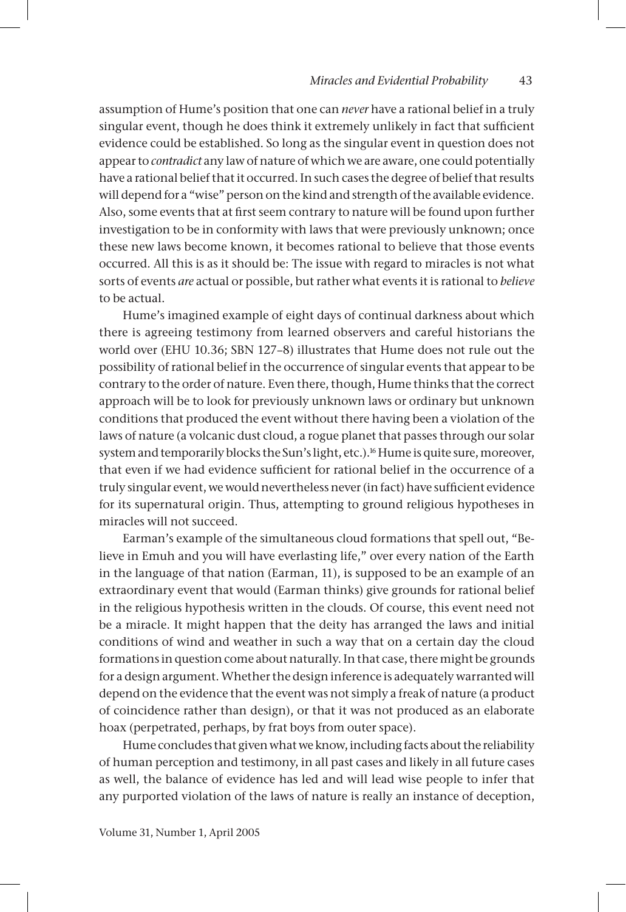assumption of Hume's position that one can *never* have a rational belief in a truly singular event, though he does think it extremely unlikely in fact that sufficient evidence could be established. So long as the singular event in question does not appear to *contradict* any law of nature of which we are aware, one could potentially have a rational belief that it occurred. In such cases the degree of belief that results will depend for a "wise" person on the kind and strength of the available evidence. Also, some events that at first seem contrary to nature will be found upon further investigation to be in conformity with laws that were previously unknown; once these new laws become known, it becomes rational to believe that those events occurred. All this is as it should be: The issue with regard to miracles is not what sorts of events *are* actual or possible, but rather what events it is rational to *believe* to be actual.

Hume's imagined example of eight days of continual darkness about which there is agreeing testimony from learned observers and careful historians the world over (EHU 10.36; SBN 127–8) illustrates that Hume does not rule out the possibility of rational belief in the occurrence of singular events that appear to be contrary to the order of nature. Even there, though, Hume thinks that the correct approach will be to look for previously unknown laws or ordinary but unknown conditions that produced the event without there having been a violation of the laws of nature (a volcanic dust cloud, a rogue planet that passes through our solar system and temporarily blocks the Sun's light, etc.).[16] Hume is quite sure, moreover, that even if we had evidence sufficient for rational belief in the occurrence of a truly singular event, we would nevertheless never (in fact) have sufficient evidence for its supernatural origin. Thus, attempting to ground religious hypotheses in miracles will not succeed.

Earman's example of the simultaneous cloud formations that spell out, "Believe in Emuh and you will have everlasting life," over every nation of the Earth in the language of that nation (Earman, 11), is supposed to be an example of an extraordinary event that would (Earman thinks) give grounds for rational belief in the religious hypothesis written in the clouds. Of course, this event need not be a miracle. It might happen that the deity has arranged the laws and initial conditions of wind and weather in such a way that on a certain day the cloud formations in question come about naturally. In that case, there might be grounds for a design argument. Whether the design inference is adequately warranted will depend on the evidence that the event was not simply a freak of nature (a product of coincidence rather than design), or that it was not produced as an elaborate hoax (perpetrated, perhaps, by frat boys from outer space).

Hume concludes that given what we know, including facts about the reliability of human perception and testimony, in all past cases and likely in all future cases as well, the balance of evidence has led and will lead wise people to infer that any purported violation of the laws of nature is really an instance of deception,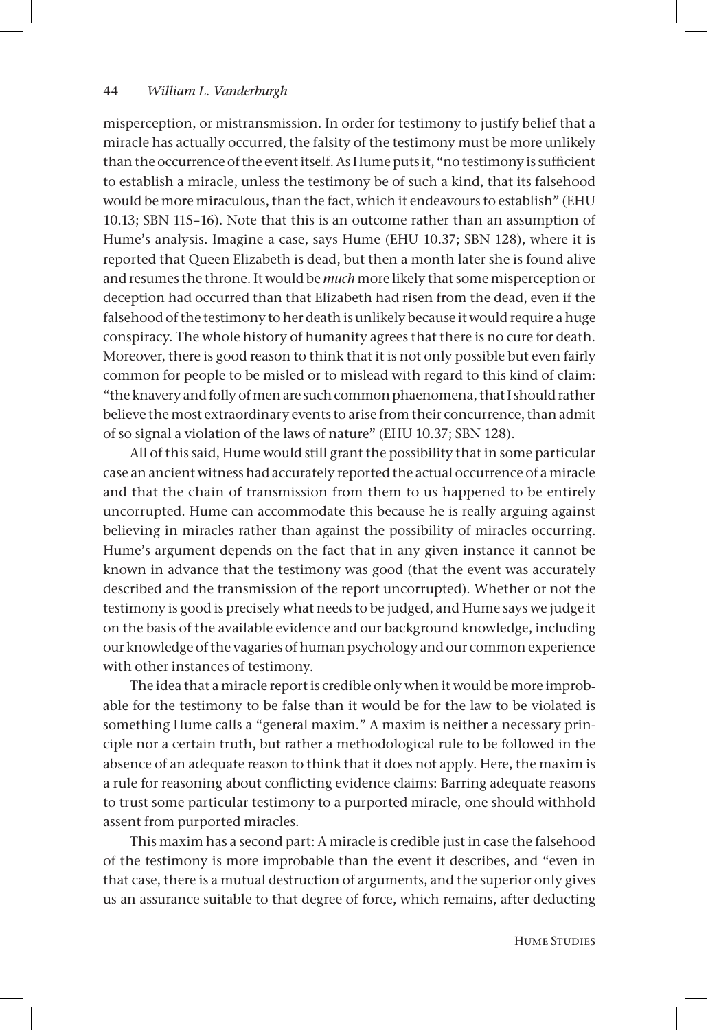misperception, or mistransmission. In order for testimony to justify belief that a miracle has actually occurred, the falsity of the testimony must be more unlikely than the occurrence of the event itself. As Hume puts it, "no testimony is sufficient to establish a miracle, unless the testimony be of such a kind, that its falsehood would be more miraculous, than the fact, which it endeavours to establish" (EHU 10.13; SBN 115–16). Note that this is an outcome rather than an assumption of Hume's analysis. Imagine a case, says Hume (EHU 10.37; SBN 128), where it is reported that Queen Elizabeth is dead, but then a month later she is found alive and resumes the throne. It would be *much* more likely that some misperception or deception had occurred than that Elizabeth had risen from the dead, even if the falsehood of the testimony to her death is unlikely because it would require a huge conspiracy. The whole history of humanity agrees that there is no cure for death. Moreover, there is good reason to think that it is not only possible but even fairly common for people to be misled or to mislead with regard to this kind of claim: "the knavery and folly of men are such common phaenomena, that I should rather believe the most extraordinary events to arise from their concurrence, than admit of so signal a violation of the laws of nature" (EHU 10.37; SBN 128).

All of this said, Hume would still grant the possibility that in some particular case an ancient witness had accurately reported the actual occurrence of a miracle and that the chain of transmission from them to us happened to be entirely uncorrupted. Hume can accommodate this because he is really arguing against believing in miracles rather than against the possibility of miracles occurring. Hume's argument depends on the fact that in any given instance it cannot be known in advance that the testimony was good (that the event was accurately described and the transmission of the report uncorrupted). Whether or not the testimony is good is precisely what needs to be judged, and Hume says we judge it on the basis of the available evidence and our background knowledge, including our knowledge of the vagaries of human psychology and our common experience with other instances of testimony.

The idea that a miracle report is credible only when it would be more improbable for the testimony to be false than it would be for the law to be violated is something Hume calls a "general maxim." A maxim is neither a necessary principle nor a certain truth, but rather a methodological rule to be followed in the absence of an adequate reason to think that it does not apply. Here, the maxim is a rule for reasoning about conflicting evidence claims: Barring adequate reasons to trust some particular testimony to a purported miracle, one should withhold assent from purported miracles.

This maxim has a second part: A miracle is credible just in case the falsehood of the testimony is more improbable than the event it describes, and "even in that case, there is a mutual destruction of arguments, and the superior only gives us an assurance suitable to that degree of force, which remains, after deducting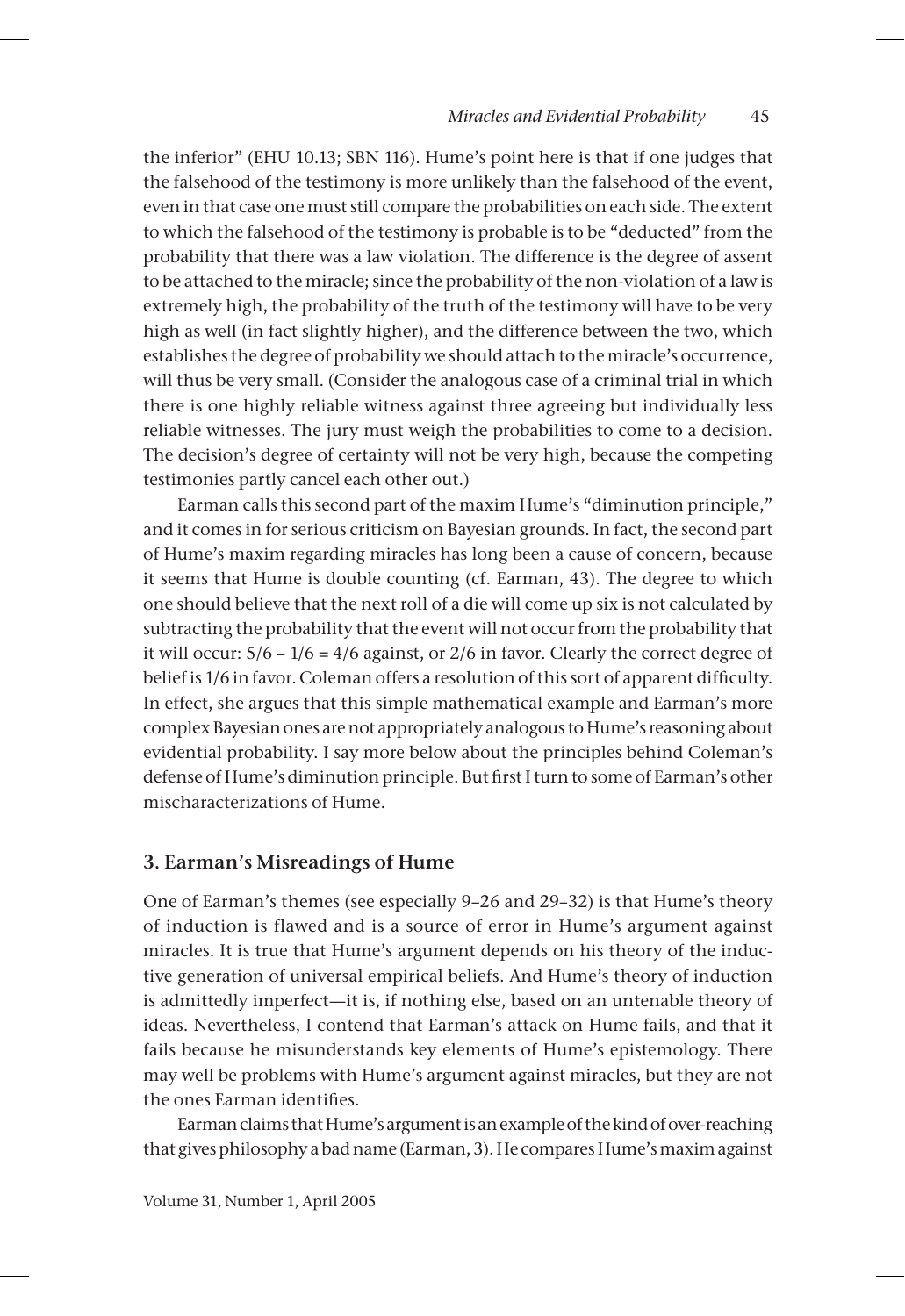the inferior" (EHU 10.13; SBN 116). Hume's point here is that if one judges that the falsehood of the testimony is more unlikely than the falsehood of the event, even in that case one must still compare the probabilities on each side. The extent to which the falsehood of the testimony is probable is to be "deducted" from the probability that there was a law violation. The difference is the degree of assent to be attached to the miracle; since the probability of the non-violation of a law is extremely high, the probability of the truth of the testimony will have to be very high as well (in fact slightly higher), and the difference between the two, which establishes the degree of probability we should attach to the miracle's occurrence, will thus be very small. (Consider the analogous case of a criminal trial in which there is one highly reliable witness against three agreeing but individually less reliable witnesses. The jury must weigh the probabilities to come to a decision. The decision's degree of certainty will not be very high, because the competing testimonies partly cancel each other out.)

Earman calls this second part of the maxim Hume's "diminution principle," and it comes in for serious criticism on Bayesian grounds. In fact, the second part of Hume's maxim regarding miracles has long been a cause of concern, because it seems that Hume is double counting (cf. Earman, 43). The degree to which one should believe that the next roll of a die will come up six is not calculated by subtracting the probability that the event will not occur from the probability that it will occur: $5/6 - 1/6 = 4/6$ against, or $2/6$ in favor. Clearly the correct degree of belief is $1/6$ in favor. Coleman offers a resolution of this sort of apparent difficulty. In effect, she argues that this simple mathematical example and Earman's more complex Bayesian ones are not appropriately analogous to Hume's reasoning about evidential probability. I say more below about the principles behind Coleman's defense of Hume's diminution principle. But first I turn to some of Earman's other mischaracterizations of Hume.

## 3. Earman's Misreadings of Hume

One of Earman's themes (see especially 9–26 and 29–32) is that Hume's theory of induction is flawed and is a source of error in Hume's argument against miracles. It is true that Hume's argument depends on his theory of the inductive generation of universal empirical beliefs. And Hume's theory of induction is admittedly imperfect—it is, if nothing else, based on an untenable theory of ideas. Nevertheless, I contend that Earman's attack on Hume fails, and that it fails because he misunderstands key elements of Hume's epistemology. There may well be problems with Hume's argument against miracles, but they are not the ones Earman identifies.

Earman claims that Hume's argument is an example of the kind of over-reaching that gives philosophy a bad name (Earman, 3). He compares Hume's maxim against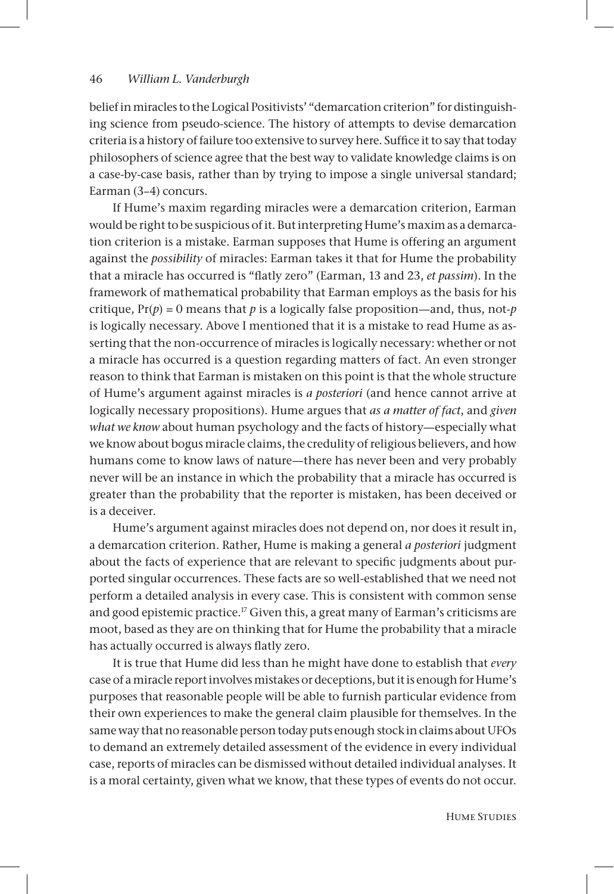belief in miracles to the Logical Positivists' "demarcation criterion" for distinguishing science from pseudo-science. The history of attempts to devise demarcation criteria is a history of failure too extensive to survey here. Suffice it to say that today philosophers of science agree that the best way to validate knowledge claims is on a case-by-case basis, rather than by trying to impose a single universal standard; Earman (3–4) concurs.

If Hume's maxim regarding miracles were a demarcation criterion, Earman would be right to be suspicious of it. But interpreting Hume's maxim as a demarcation criterion is a mistake. Earman supposes that Hume is offering an argument against the *possibility* of miracles: Earman takes it that for Hume the probability that a miracle has occurred is "flatly zero" (Earman, 13 and 23, *et passim*). In the framework of mathematical probability that Earman employs as the basis for his critique, $\Pr(p) = 0$ means that $p$ is a logically false proposition—and, thus, not-$p$ is logically necessary. Above I mentioned that it is a mistake to read Hume as asserting that the non-occurrence of miracles is logically necessary: whether or not a miracle has occurred is a question regarding matters of fact. An even stronger reason to think that Earman is mistaken on this point is that the whole structure of Hume's argument against miracles is *a posteriori* (and hence cannot arrive at logically necessary propositions). Hume argues that *as a matter of fact*, and *given what we know* about human psychology and the facts of history—especially what we know about bogus miracle claims, the credulity of religious believers, and how humans come to know laws of nature—there has never been and very probably never will be an instance in which the probability that a miracle has occurred is greater than the probability that the reporter is mistaken, has been deceived or is a deceiver.

Hume's argument against miracles does not depend on, nor does it result in, a demarcation criterion. Rather, Hume is making a general *a posteriori* judgment about the facts of experience that are relevant to specific judgments about purported singular occurrences. These facts are so well-established that we need not perform a detailed analysis in every case. This is consistent with common sense and good epistemic practice.[17] Given this, a great many of Earman's criticisms are moot, based as they are on thinking that for Hume the probability that a miracle has actually occurred is always flatly zero.

It is true that Hume did less than he might have done to establish that *every* case of a miracle report involves mistakes or deceptions, but it is enough for Hume's purposes that reasonable people will be able to furnish particular evidence from their own experiences to make the general claim plausible for themselves. In the same way that no reasonable person today puts enough stock in claims about UFOs to demand an extremely detailed assessment of the evidence in every individual case, reports of miracles can be dismissed without detailed individual analyses. It is a moral certainty, given what we know, that these types of events do not occur.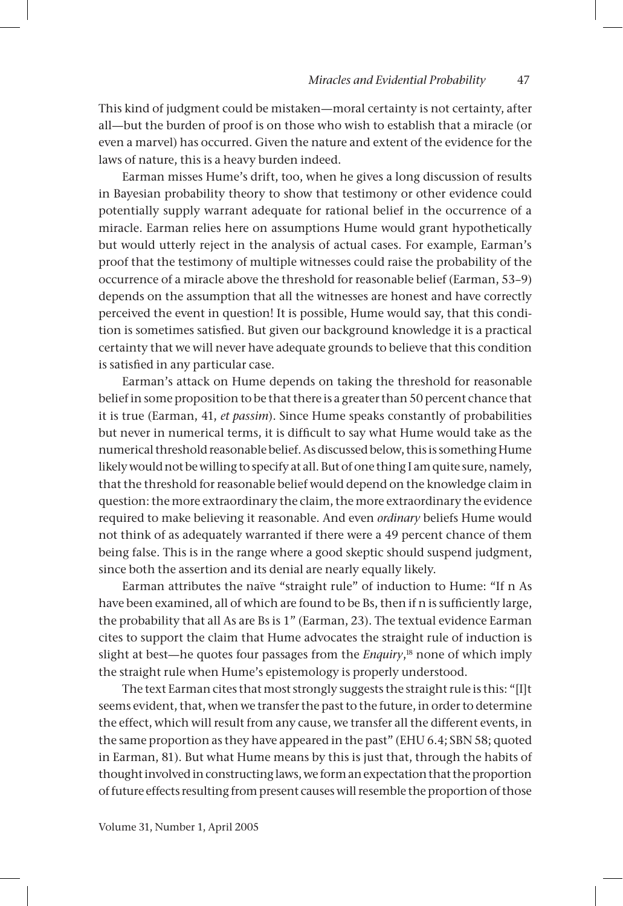This kind of judgment could be mistaken—moral certainty is not certainty, after all—but the burden of proof is on those who wish to establish that a miracle (or even a marvel) has occurred. Given the nature and extent of the evidence for the laws of nature, this is a heavy burden indeed.

Earman misses Hume's drift, too, when he gives a long discussion of results in Bayesian probability theory to show that testimony or other evidence could potentially supply warrant adequate for rational belief in the occurrence of a miracle. Earman relies here on assumptions Hume would grant hypothetically but would utterly reject in the analysis of actual cases. For example, Earman's proof that the testimony of multiple witnesses could raise the probability of the occurrence of a miracle above the threshold for reasonable belief (Earman, 53–9) depends on the assumption that all the witnesses are honest and have correctly perceived the event in question! It is possible, Hume would say, that this condition is sometimes satisfied. But given our background knowledge it is a practical certainty that we will never have adequate grounds to believe that this condition is satisfied in any particular case.

Earman's attack on Hume depends on taking the threshold for reasonable belief in some proposition to be that there is a greater than 50 percent chance that it is true (Earman, 41, *et passim*). Since Hume speaks constantly of probabilities but never in numerical terms, it is difficult to say what Hume would take as the numerical threshold reasonable belief. As discussed below, this is something Hume likely would not be willing to specify at all. But of one thing I am quite sure, namely, that the threshold for reasonable belief would depend on the knowledge claim in question: the more extraordinary the claim, the more extraordinary the evidence required to make believing it reasonable. And even *ordinary* beliefs Hume would not think of as adequately warranted if there were a 49 percent chance of them being false. This is in the range where a good skeptic should suspend judgment, since both the assertion and its denial are nearly equally likely.

Earman attributes the naïve "straight rule" of induction to Hume: "If n As have been examined, all of which are found to be Bs, then if n is sufficiently large, the probability that all As are Bs is 1" (Earman, 23). The textual evidence Earman cites to support the claim that Hume advocates the straight rule of induction is slight at best—he quotes four passages from the *Enquiry*,[18] none of which imply the straight rule when Hume's epistemology is properly understood.

The text Earman cites that most strongly suggests the straight rule is this: "[I]t seems evident, that, when we transfer the past to the future, in order to determine the effect, which will result from any cause, we transfer all the different events, in the same proportion as they have appeared in the past" (EHU 6.4; SBN 58; quoted in Earman, 81). But what Hume means by this is just that, through the habits of thought involved in constructing laws, we form an expectation that the proportion of future effects resulting from present causes will resemble the proportion of those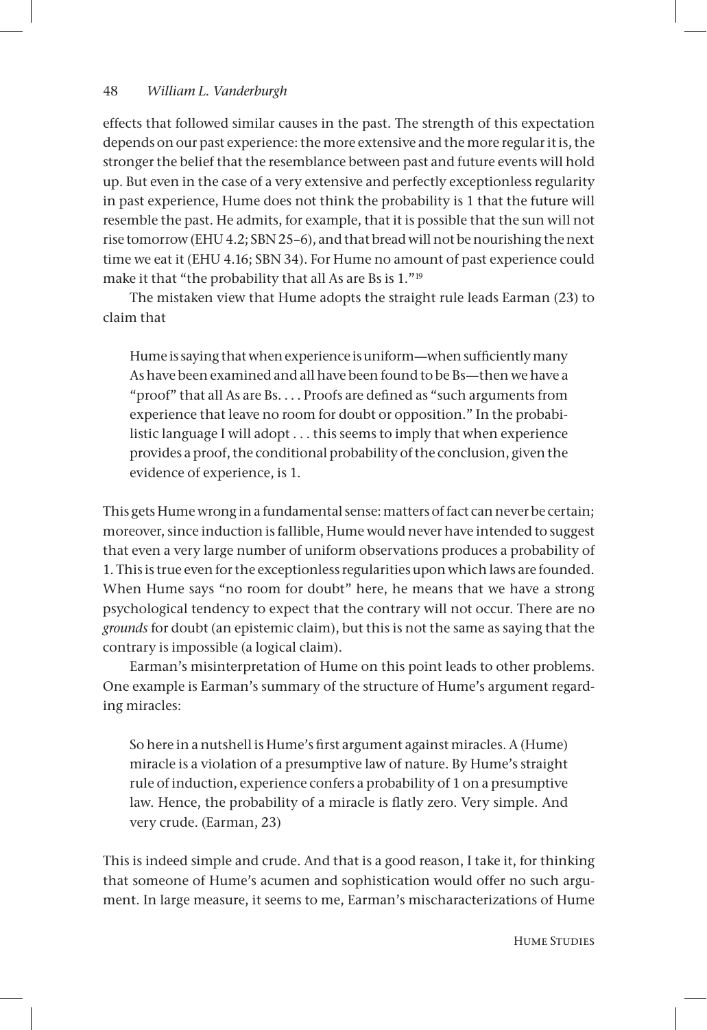effects that followed similar causes in the past. The strength of this expectation depends on our past experience: the more extensive and the more regular it is, the stronger the belief that the resemblance between past and future events will hold up. But even in the case of a very extensive and perfectly exceptionless regularity in past experience, Hume does not think the probability is 1 that the future will resemble the past. He admits, for example, that it is possible that the sun will not rise tomorrow (EHU 4.2; SBN 25–6), and that bread will not be nourishing the next time we eat it (EHU 4.16; SBN 34). For Hume no amount of past experience could make it that "the probability that all As are Bs is 1."[19]

The mistaken view that Hume adopts the straight rule leads Earman (23) to claim that

> Hume is saying that when experience is uniform—when sufficiently many As have been examined and all have been found to be Bs—then we have a "proof" that all As are Bs. . . . Proofs are defined as "such arguments from experience that leave no room for doubt or opposition." In the probabilistic language I will adopt . . . this seems to imply that when experience provides a proof, the conditional probability of the conclusion, given the evidence of experience, is 1.

This gets Hume wrong in a fundamental sense: matters of fact can never be certain; moreover, since induction is fallible, Hume would never have intended to suggest that even a very large number of uniform observations produces a probability of 1. This is true even for the exceptionless regularities upon which laws are founded. When Hume says "no room for doubt" here, he means that we have a strong psychological tendency to expect that the contrary will not occur. There are no *grounds* for doubt (an epistemic claim), but this is not the same as saying that the contrary is impossible (a logical claim).

Earman's misinterpretation of Hume on this point leads to other problems. One example is Earman's summary of the structure of Hume's argument regarding miracles:

> So here in a nutshell is Hume's first argument against miracles. A (Hume) miracle is a violation of a presumptive law of nature. By Hume's straight rule of induction, experience confers a probability of 1 on a presumptive law. Hence, the probability of a miracle is flatly zero. Very simple. And very crude. (Earman, 23)

This is indeed simple and crude. And that is a good reason, I take it, for thinking that someone of Hume's acumen and sophistication would offer no such argument. In large measure, it seems to me, Earman's mischaracterizations of Hume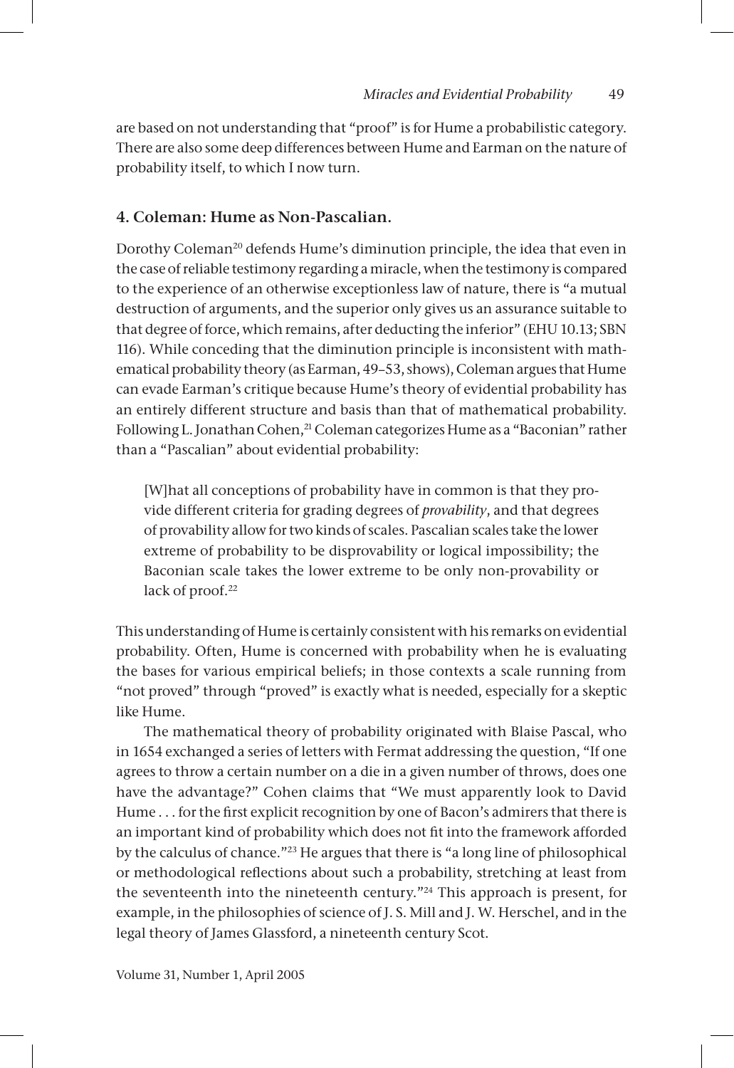are based on not understanding that "proof" is for Hume a probabilistic category. There are also some deep differences between Hume and Earman on the nature of probability itself, to which I now turn.

## 4. Coleman: Hume as Non-Pascalian.

Dorothy Coleman[20] defends Hume's diminution principle, the idea that even in the case of reliable testimony regarding a miracle, when the testimony is compared to the experience of an otherwise exceptionless law of nature, there is "a mutual destruction of arguments, and the superior only gives us an assurance suitable to that degree of force, which remains, after deducting the inferior" (EHU 10.13; SBN 116). While conceding that the diminution principle is inconsistent with mathematical probability theory (as Earman, 49–53, shows), Coleman argues that Hume can evade Earman's critique because Hume's theory of evidential probability has an entirely different structure and basis than that of mathematical probability. Following L. Jonathan Cohen,[21] Coleman categorizes Hume as a "Baconian" rather than a "Pascalian" about evidential probability:

> [W]hat all conceptions of probability have in common is that they provide different criteria for grading degrees of *provability*, and that degrees of provability allow for two kinds of scales. Pascalian scales take the lower extreme of probability to be disprovability or logical impossibility; the Baconian scale takes the lower extreme to be only non-provability or lack of proof.[22]

This understanding of Hume is certainly consistent with his remarks on evidential probability. Often, Hume is concerned with probability when he is evaluating the bases for various empirical beliefs; in those contexts a scale running from "not proved" through "proved" is exactly what is needed, especially for a skeptic like Hume.

The mathematical theory of probability originated with Blaise Pascal, who in 1654 exchanged a series of letters with Fermat addressing the question, "If one agrees to throw a certain number on a die in a given number of throws, does one have the advantage?" Cohen claims that "We must apparently look to David Hume . . . for the first explicit recognition by one of Bacon's admirers that there is an important kind of probability which does not fit into the framework afforded by the calculus of chance."[23] He argues that there is "a long line of philosophical or methodological reflections about such a probability, stretching at least from the seventeenth into the nineteenth century."[24] This approach is present, for example, in the philosophies of science of J. S. Mill and J. W. Herschel, and in the legal theory of James Glassford, a nineteenth century Scot.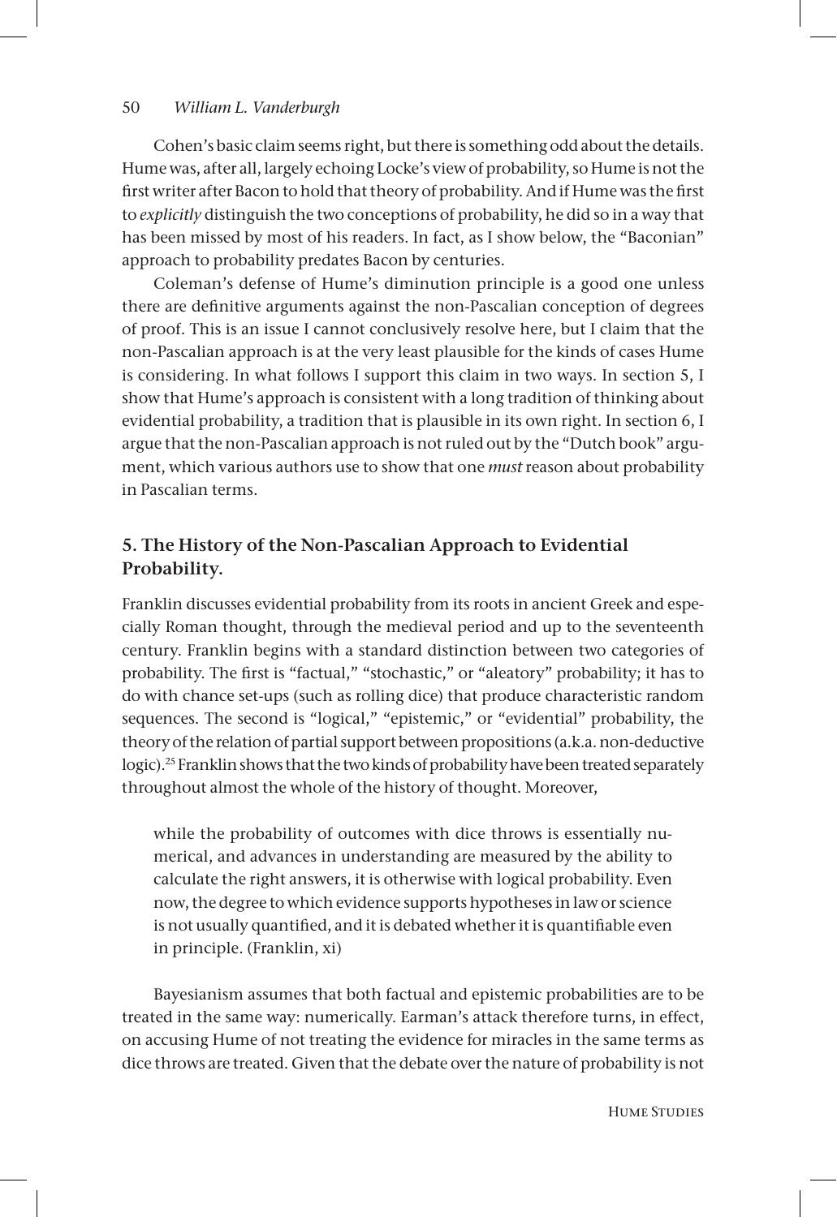Cohen's basic claim seems right, but there is something odd about the details. Hume was, after all, largely echoing Locke's view of probability, so Hume is not the first writer after Bacon to hold that theory of probability. And if Hume was the first to *explicitly* distinguish the two conceptions of probability, he did so in a way that has been missed by most of his readers. In fact, as I show below, the "Baconian" approach to probability predates Bacon by centuries.

Coleman's defense of Hume's diminution principle is a good one unless there are definitive arguments against the non-Pascalian conception of degrees of proof. This is an issue I cannot conclusively resolve here, but I claim that the non-Pascalian approach is at the very least plausible for the kinds of cases Hume is considering. In what follows I support this claim in two ways. In section 5, I show that Hume's approach is consistent with a long tradition of thinking about evidential probability, a tradition that is plausible in its own right. In section 6, I argue that the non-Pascalian approach is not ruled out by the "Dutch book" argument, which various authors use to show that one *must* reason about probability in Pascalian terms.

## 5. The History of the Non-Pascalian Approach to Evidential Probability.

Franklin discusses evidential probability from its roots in ancient Greek and especially Roman thought, through the medieval period and up to the seventeenth century. Franklin begins with a standard distinction between two categories of probability. The first is "factual," "stochastic," or "aleatory" probability; it has to do with chance set-ups (such as rolling dice) that produce characteristic random sequences. The second is "logical," "epistemic," or "evidential" probability, the theory of the relation of partial support between propositions (a.k.a. non-deductive logic).[25] Franklin shows that the two kinds of probability have been treated separately throughout almost the whole of the history of thought. Moreover,

> while the probability of outcomes with dice throws is essentially numerical, and advances in understanding are measured by the ability to calculate the right answers, it is otherwise with logical probability. Even now, the degree to which evidence supports hypotheses in law or science is not usually quantified, and it is debated whether it is quantifiable even in principle. (Franklin, xi)

Bayesianism assumes that both factual and epistemic probabilities are to be treated in the same way: numerically. Earman's attack therefore turns, in effect, on accusing Hume of not treating the evidence for miracles in the same terms as dice throws are treated. Given that the debate over the nature of probability is not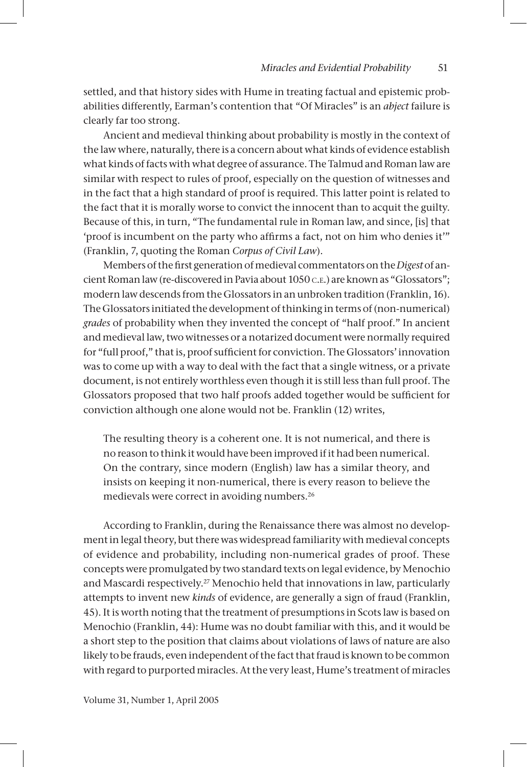settled, and that history sides with Hume in treating factual and epistemic probabilities differently, Earman's contention that "Of Miracles" is an *abject* failure is clearly far too strong.

Ancient and medieval thinking about probability is mostly in the context of the law where, naturally, there is a concern about what kinds of evidence establish what kinds of facts with what degree of assurance. The Talmud and Roman law are similar with respect to rules of proof, especially on the question of witnesses and in the fact that a high standard of proof is required. This latter point is related to the fact that it is morally worse to convict the innocent than to acquit the guilty. Because of this, in turn, "The fundamental rule in Roman law, and since, [is] that 'proof is incumbent on the party who affirms a fact, not on him who denies it'" (Franklin, 7, quoting the Roman *Corpus of Civil Law*).

Members of the first generation of medieval commentators on the *Digest* of ancient Roman law (re-discovered in Pavia about 1050 C.E.) are known as "Glossators"; modern law descends from the Glossators in an unbroken tradition (Franklin, 16). The Glossators initiated the development of thinking in terms of (non-numerical) *grades* of probability when they invented the concept of "half proof." In ancient and medieval law, two witnesses or a notarized document were normally required for "full proof," that is, proof sufficient for conviction. The Glossators' innovation was to come up with a way to deal with the fact that a single witness, or a private document, is not entirely worthless even though it is still less than full proof. The Glossators proposed that two half proofs added together would be sufficient for conviction although one alone would not be. Franklin (12) writes,

> The resulting theory is a coherent one. It is not numerical, and there is no reason to think it would have been improved if it had been numerical. On the contrary, since modern (English) law has a similar theory, and insists on keeping it non-numerical, there is every reason to believe the medievals were correct in avoiding numbers.[26]

According to Franklin, during the Renaissance there was almost no development in legal theory, but there was widespread familiarity with medieval concepts of evidence and probability, including non-numerical grades of proof. These concepts were promulgated by two standard texts on legal evidence, by Menochio and Mascardi respectively.[27] Menochio held that innovations in law, particularly attempts to invent new *kinds* of evidence, are generally a sign of fraud (Franklin, 45). It is worth noting that the treatment of presumptions in Scots law is based on Menochio (Franklin, 44): Hume was no doubt familiar with this, and it would be a short step to the position that claims about violations of laws of nature are also likely to be frauds, even independent of the fact that fraud is known to be common with regard to purported miracles. At the very least, Hume's treatment of miracles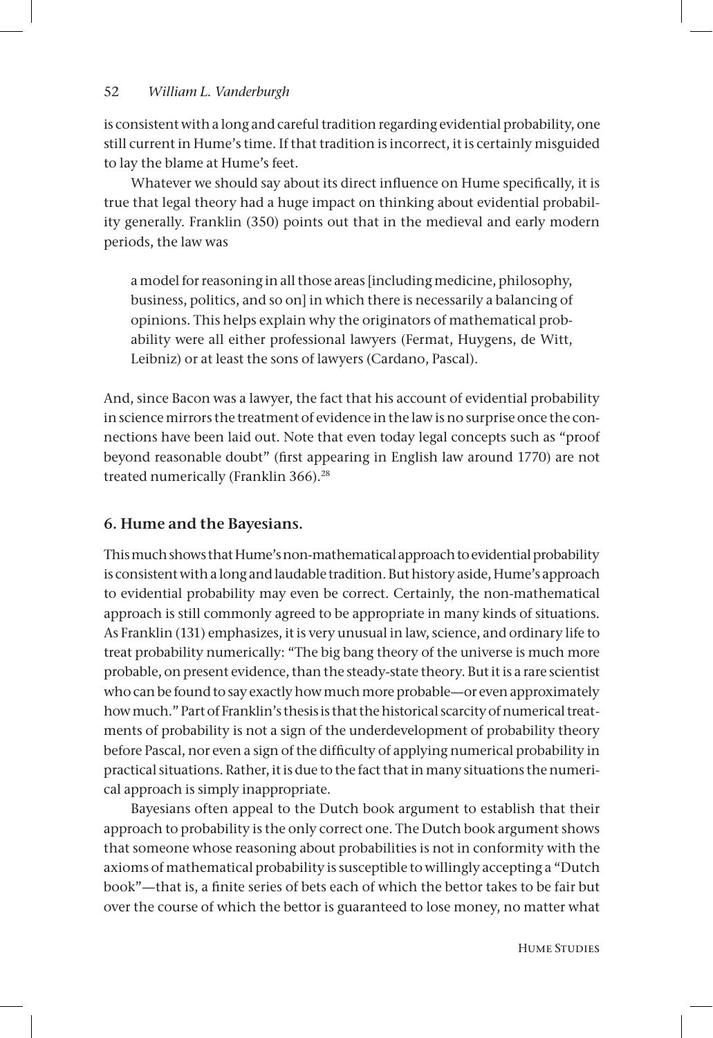is consistent with a long and careful tradition regarding evidential probability, one still current in Hume's time. If that tradition is incorrect, it is certainly misguided to lay the blame at Hume's feet.

Whatever we should say about its direct influence on Hume specifically, it is true that legal theory had a huge impact on thinking about evidential probability generally. Franklin (350) points out that in the medieval and early modern periods, the law was

> a model for reasoning in all those areas [including medicine, philosophy, business, politics, and so on] in which there is necessarily a balancing of opinions. This helps explain why the originators of mathematical probability were all either professional lawyers (Fermat, Huygens, de Witt, Leibniz) or at least the sons of lawyers (Cardano, Pascal).

And, since Bacon was a lawyer, the fact that his account of evidential probability in science mirrors the treatment of evidence in the law is no surprise once the connections have been laid out. Note that even today legal concepts such as "proof beyond reasonable doubt" (first appearing in English law around 1770) are not treated numerically (Franklin 366).[28]

## 6. Hume and the Bayesians.

This much shows that Hume's non-mathematical approach to evidential probability is consistent with a long and laudable tradition. But history aside, Hume's approach to evidential probability may even be correct. Certainly, the non-mathematical approach is still commonly agreed to be appropriate in many kinds of situations. As Franklin (131) emphasizes, it is very unusual in law, science, and ordinary life to treat probability numerically: "The big bang theory of the universe is much more probable, on present evidence, than the steady-state theory. But it is a rare scientist who can be found to say exactly how much more probable—or even approximately how much." Part of Franklin's thesis is that the historical scarcity of numerical treatments of probability is not a sign of the underdevelopment of probability theory before Pascal, nor even a sign of the difficulty of applying numerical probability in practical situations. Rather, it is due to the fact that in many situations the numerical approach is simply inappropriate.

Bayesians often appeal to the Dutch book argument to establish that their approach to probability is the only correct one. The Dutch book argument shows that someone whose reasoning about probabilities is not in conformity with the axioms of mathematical probability is susceptible to willingly accepting a "Dutch book"—that is, a finite series of bets each of which the bettor takes to be fair but over the course of which the bettor is guaranteed to lose money, no matter what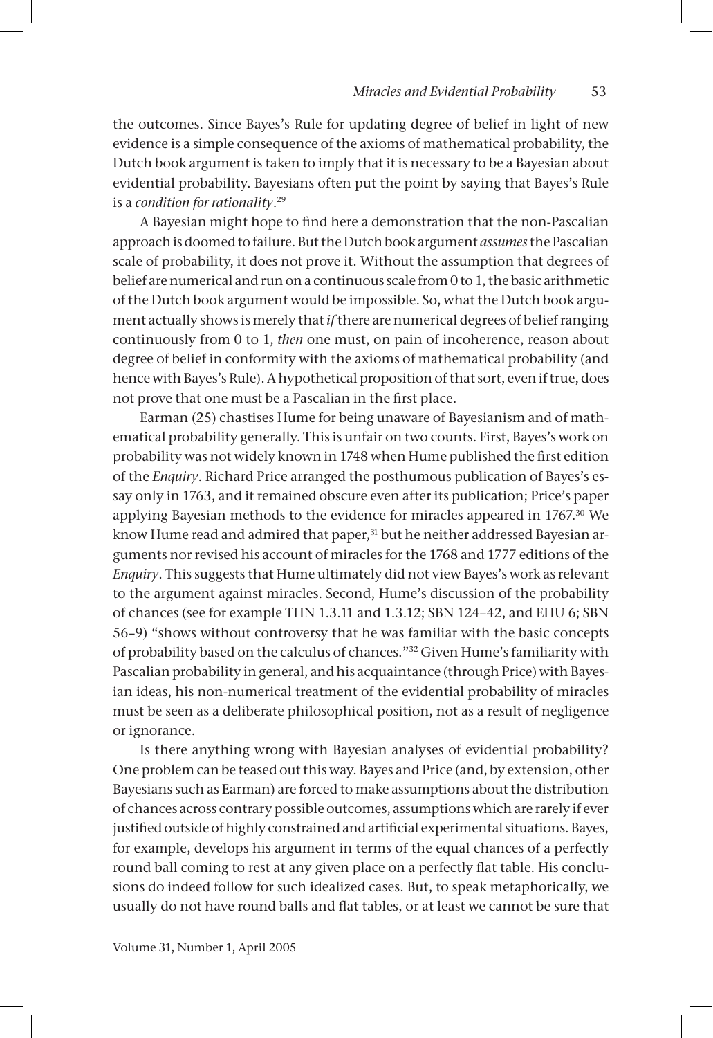the outcomes. Since Bayes's Rule for updating degree of belief in light of new evidence is a simple consequence of the axioms of mathematical probability, the Dutch book argument is taken to imply that it is necessary to be a Bayesian about evidential probability. Bayesians often put the point by saying that Bayes's Rule is a *condition for rationality*.[29]

A Bayesian might hope to find here a demonstration that the non-Pascalian approach is doomed to failure. But the Dutch book argument *assumes* the Pascalian scale of probability, it does not prove it. Without the assumption that degrees of belief are numerical and run on a continuous scale from 0 to 1, the basic arithmetic of the Dutch book argument would be impossible. So, what the Dutch book argument actually shows is merely that *if* there are numerical degrees of belief ranging continuously from 0 to 1, *then* one must, on pain of incoherence, reason about degree of belief in conformity with the axioms of mathematical probability (and hence with Bayes's Rule). A hypothetical proposition of that sort, even if true, does not prove that one must be a Pascalian in the first place.

Earman (25) chastises Hume for being unaware of Bayesianism and of mathematical probability generally. This is unfair on two counts. First, Bayes's work on probability was not widely known in 1748 when Hume published the first edition of the *Enquiry*. Richard Price arranged the posthumous publication of Bayes's essay only in 1763, and it remained obscure even after its publication; Price's paper applying Bayesian methods to the evidence for miracles appeared in 1767.[30] We know Hume read and admired that paper,[31] but he neither addressed Bayesian arguments nor revised his account of miracles for the 1768 and 1777 editions of the *Enquiry*. This suggests that Hume ultimately did not view Bayes's work as relevant to the argument against miracles. Second, Hume's discussion of the probability of chances (see for example THN 1.3.11 and 1.3.12; SBN 124–42, and EHU 6; SBN 56–9) "shows without controversy that he was familiar with the basic concepts of probability based on the calculus of chances."[32] Given Hume's familiarity with Pascalian probability in general, and his acquaintance (through Price) with Bayesian ideas, his non-numerical treatment of the evidential probability of miracles must be seen as a deliberate philosophical position, not as a result of negligence or ignorance.

Is there anything wrong with Bayesian analyses of evidential probability? One problem can be teased out this way. Bayes and Price (and, by extension, other Bayesians such as Earman) are forced to make assumptions about the distribution of chances across contrary possible outcomes, assumptions which are rarely if ever justified outside of highly constrained and artificial experimental situations. Bayes, for example, develops his argument in terms of the equal chances of a perfectly round ball coming to rest at any given place on a perfectly flat table. His conclusions do indeed follow for such idealized cases. But, to speak metaphorically, we usually do not have round balls and flat tables, or at least we cannot be sure that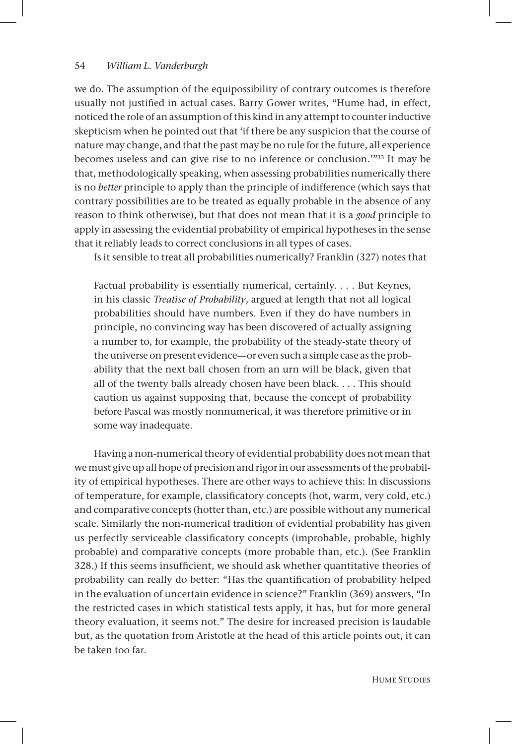we do. The assumption of the equipossibility of contrary outcomes is therefore usually not justified in actual cases. Barry Gower writes, "Hume had, in effect, noticed the role of an assumption of this kind in any attempt to counter inductive skepticism when he pointed out that 'if there be any suspicion that the course of nature may change, and that the past may be no rule for the future, all experience becomes useless and can give rise to no inference or conclusion.'"[33] It may be that, methodologically speaking, when assessing probabilities numerically there is no *better* principle to apply than the principle of indifference (which says that contrary possibilities are to be treated as equally probable in the absence of any reason to think otherwise), but that does not mean that it is a *good* principle to apply in assessing the evidential probability of empirical hypotheses in the sense that it reliably leads to correct conclusions in all types of cases.

Is it sensible to treat all probabilities numerically? Franklin (327) notes that

> Factual probability is essentially numerical, certainly. . . . But Keynes, in his classic *Treatise of Probability*, argued at length that not all logical probabilities should have numbers. Even if they do have numbers in principle, no convincing way has been discovered of actually assigning a number to, for example, the probability of the steady-state theory of the universe on present evidence—or even such a simple case as the probability that the next ball chosen from an urn will be black, given that all of the twenty balls already chosen have been black. . . . This should caution us against supposing that, because the concept of probability before Pascal was mostly nonnumerical, it was therefore primitive or in some way inadequate.

Having a non-numerical theory of evidential probability does not mean that we must give up all hope of precision and rigor in our assessments of the probability of empirical hypotheses. There are other ways to achieve this: In discussions of temperature, for example, classificatory concepts (hot, warm, very cold, etc.) and comparative concepts (hotter than, etc.) are possible without any numerical scale. Similarly the non-numerical tradition of evidential probability has given us perfectly serviceable classificatory concepts (improbable, probable, highly probable) and comparative concepts (more probable than, etc.). (See Franklin 328.) If this seems insufficient, we should ask whether quantitative theories of probability can really do better: "Has the quantification of probability helped in the evaluation of uncertain evidence in science?" Franklin (369) answers, "In the restricted cases in which statistical tests apply, it has, but for more general theory evaluation, it seems not." The desire for increased precision is laudable but, as the quotation from Aristotle at the head of this article points out, it can be taken too far.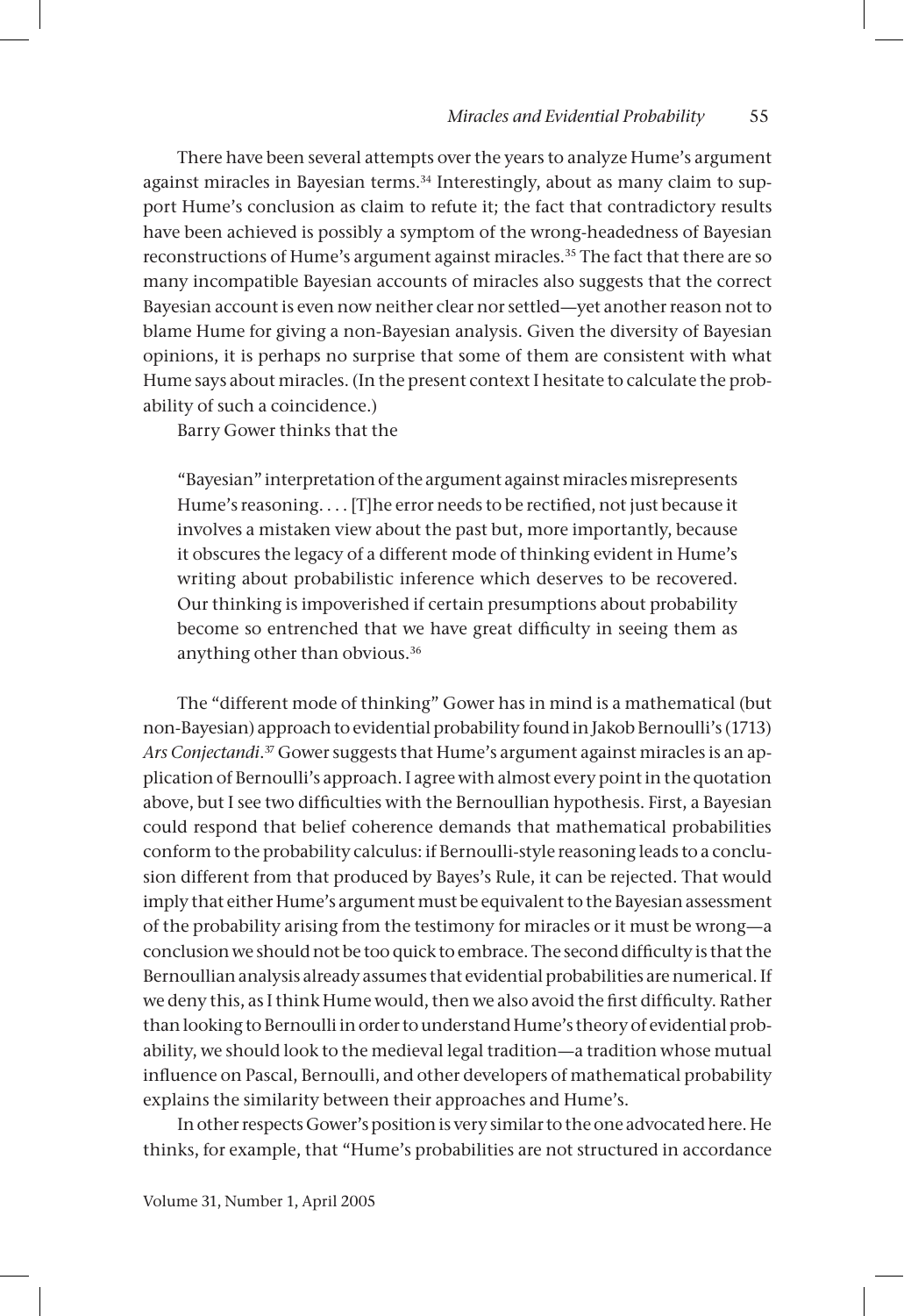There have been several attempts over the years to analyze Hume's argument against miracles in Bayesian terms.[34] Interestingly, about as many claim to support Hume's conclusion as claim to refute it; the fact that contradictory results have been achieved is possibly a symptom of the wrong-headedness of Bayesian reconstructions of Hume's argument against miracles.[35] The fact that there are so many incompatible Bayesian accounts of miracles also suggests that the correct Bayesian account is even now neither clear nor settled—yet another reason not to blame Hume for giving a non-Bayesian analysis. Given the diversity of Bayesian opinions, it is perhaps no surprise that some of them are consistent with what Hume says about miracles. (In the present context I hesitate to calculate the probability of such a coincidence.)

Barry Gower thinks that the

> "Bayesian" interpretation of the argument against miracles misrepresents Hume's reasoning. . . . [T]he error needs to be rectified, not just because it involves a mistaken view about the past but, more importantly, because it obscures the legacy of a different mode of thinking evident in Hume's writing about probabilistic inference which deserves to be recovered. Our thinking is impoverished if certain presumptions about probability become so entrenched that we have great difficulty in seeing them as anything other than obvious.[36]

The "different mode of thinking" Gower has in mind is a mathematical (but non-Bayesian) approach to evidential probability found in Jakob Bernoulli's (1713) *Ars Conjectandi*.[37] Gower suggests that Hume's argument against miracles is an application of Bernoulli's approach. I agree with almost every point in the quotation above, but I see two difficulties with the Bernoullian hypothesis. First, a Bayesian could respond that belief coherence demands that mathematical probabilities conform to the probability calculus: if Bernoulli-style reasoning leads to a conclusion different from that produced by Bayes's Rule, it can be rejected. That would imply that either Hume's argument must be equivalent to the Bayesian assessment of the probability arising from the testimony for miracles or it must be wrong—a conclusion we should not be too quick to embrace. The second difficulty is that the Bernoullian analysis already assumes that evidential probabilities are numerical. If we deny this, as I think Hume would, then we also avoid the first difficulty. Rather than looking to Bernoulli in order to understand Hume's theory of evidential probability, we should look to the medieval legal tradition—a tradition whose mutual influence on Pascal, Bernoulli, and other developers of mathematical probability explains the similarity between their approaches and Hume's.

In other respects Gower's position is very similar to the one advocated here. He thinks, for example, that "Hume's probabilities are not structured in accordance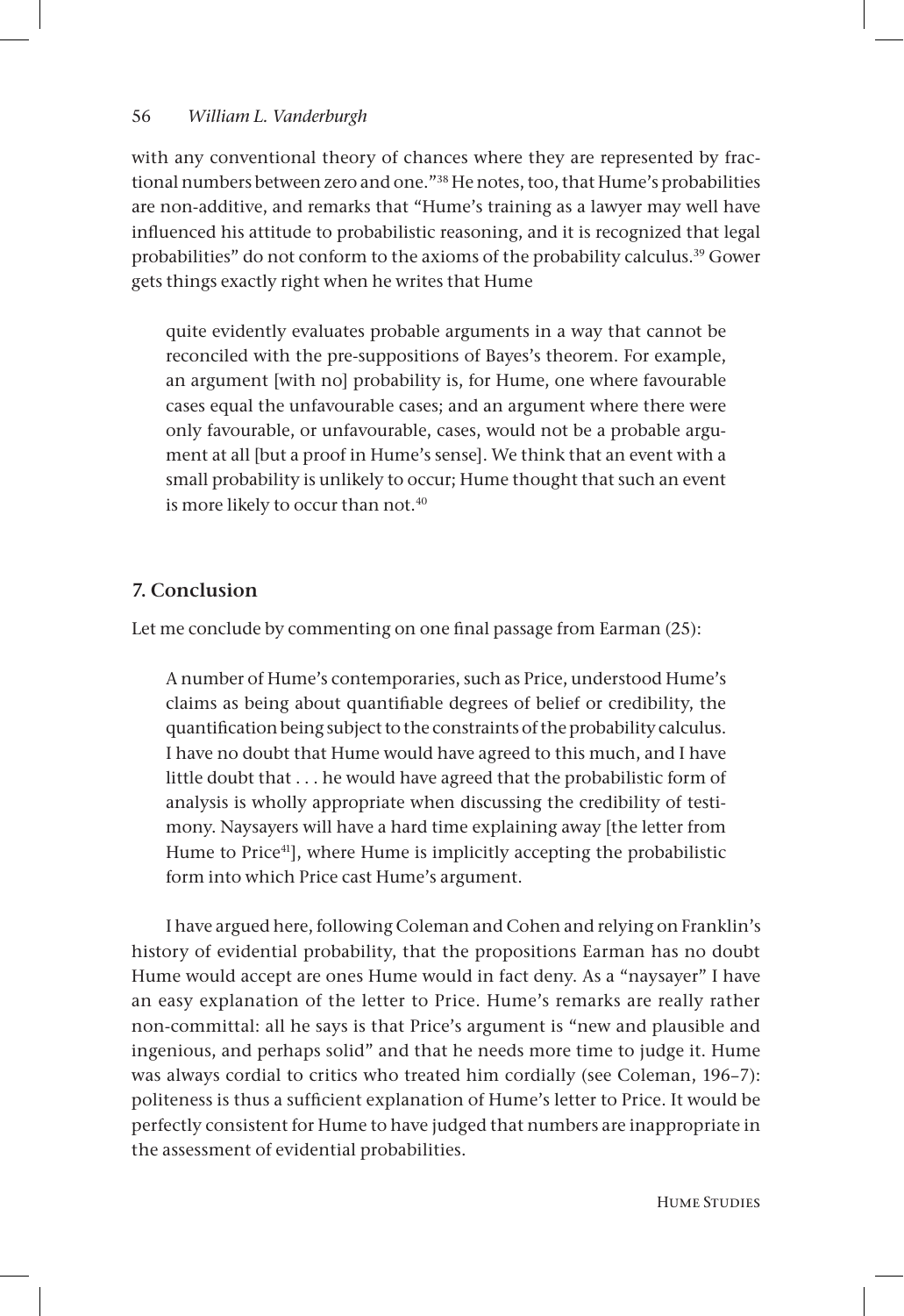with any conventional theory of chances where they are represented by fractional numbers between zero and one."[38] He notes, too, that Hume's probabilities are non-additive, and remarks that "Hume's training as a lawyer may well have influenced his attitude to probabilistic reasoning, and it is recognized that legal probabilities" do not conform to the axioms of the probability calculus.[39] Gower gets things exactly right when he writes that Hume

> quite evidently evaluates probable arguments in a way that cannot be reconciled with the pre-suppositions of Bayes's theorem. For example, an argument [with no] probability is, for Hume, one where favourable cases equal the unfavourable cases; and an argument where there were only favourable, or unfavourable, cases, would not be a probable argument at all [but a proof in Hume's sense]. We think that an event with a small probability is unlikely to occur; Hume thought that such an event is more likely to occur than not.[40]

## 7. Conclusion

Let me conclude by commenting on one final passage from Earman (25):

> A number of Hume's contemporaries, such as Price, understood Hume's claims as being about quantifiable degrees of belief or credibility, the quantification being subject to the constraints of the probability calculus. I have no doubt that Hume would have agreed to this much, and I have little doubt that . . . he would have agreed that the probabilistic form of analysis is wholly appropriate when discussing the credibility of testimony. Naysayers will have a hard time explaining away [the letter from Hume to Price[41]], where Hume is implicitly accepting the probabilistic form into which Price cast Hume's argument.

I have argued here, following Coleman and Cohen and relying on Franklin's history of evidential probability, that the propositions Earman has no doubt Hume would accept are ones Hume would in fact deny. As a "naysayer" I have an easy explanation of the letter to Price. Hume's remarks are really rather non-committal: all he says is that Price's argument is "new and plausible and ingenious, and perhaps solid" and that he needs more time to judge it. Hume was always cordial to critics who treated him cordially (see Coleman, 196–7): politeness is thus a sufficient explanation of Hume's letter to Price. It would be perfectly consistent for Hume to have judged that numbers are inappropriate in the assessment of evidential probabilities.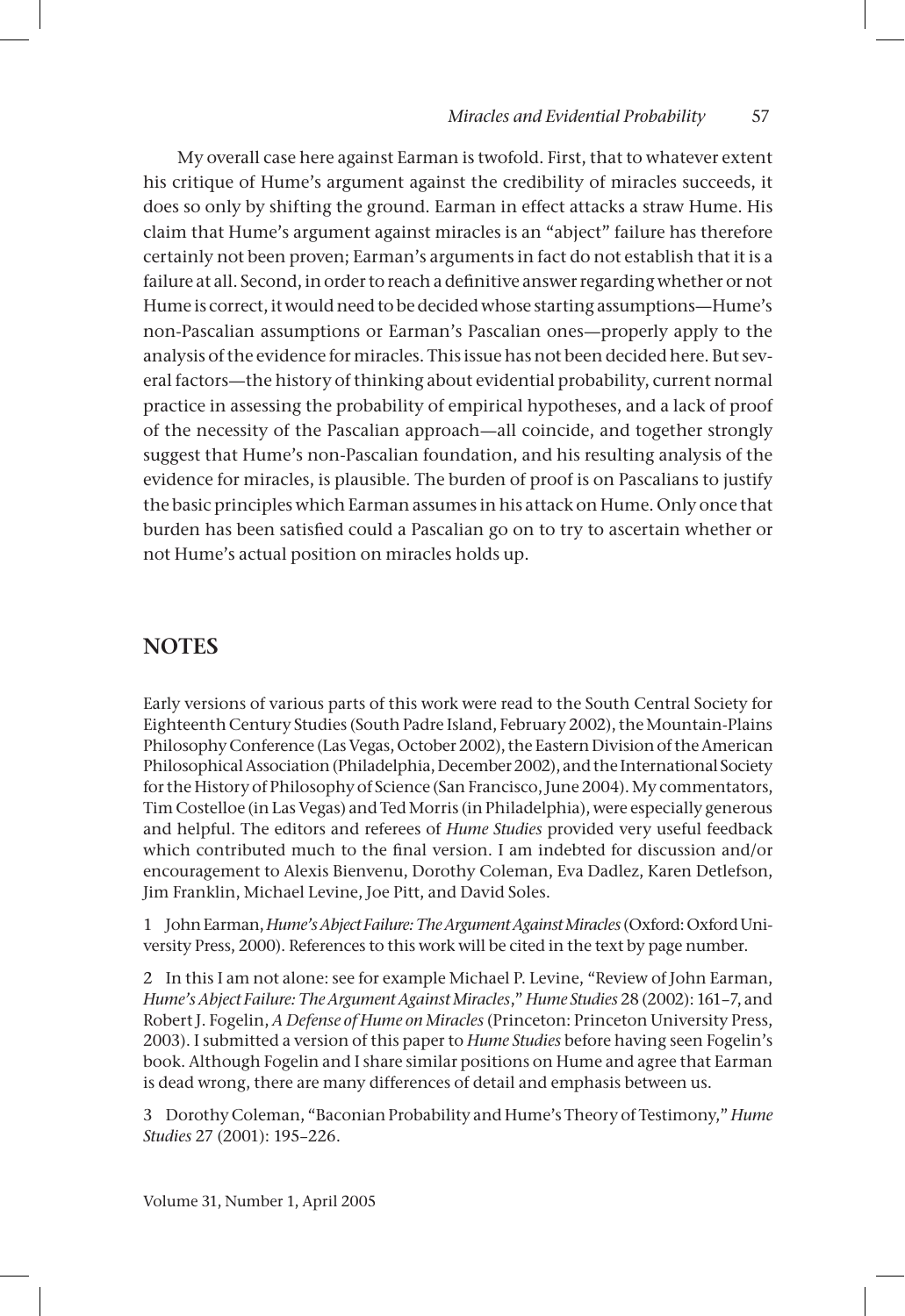My overall case here against Earman is twofold. First, that to whatever extent his critique of Hume's argument against the credibility of miracles succeeds, it does so only by shifting the ground. Earman in effect attacks a straw Hume. His claim that Hume's argument against miracles is an "abject" failure has therefore certainly not been proven; Earman's arguments in fact do not establish that it is a failure at all. Second, in order to reach a definitive answer regarding whether or not Hume is correct, it would need to be decided whose starting assumptions—Hume's non-Pascalian assumptions or Earman's Pascalian ones—properly apply to the analysis of the evidence for miracles. This issue has not been decided here. But several factors—the history of thinking about evidential probability, current normal practice in assessing the probability of empirical hypotheses, and a lack of proof of the necessity of the Pascalian approach—all coincide, and together strongly suggest that Hume's non-Pascalian foundation, and his resulting analysis of the evidence for miracles, is plausible. The burden of proof is on Pascalians to justify the basic principles which Earman assumes in his attack on Hume. Only once that burden has been satisfied could a Pascalian go on to try to ascertain whether or not Hume's actual position on miracles holds up.

## NOTES

Early versions of various parts of this work were read to the South Central Society for Eighteenth Century Studies (South Padre Island, February 2002), the Mountain-Plains Philosophy Conference (Las Vegas, October 2002), the Eastern Division of the American Philosophical Association (Philadelphia, December 2002), and the International Society for the History of Philosophy of Science (San Francisco, June 2004). My commentators, Tim Costelloe (in Las Vegas) and Ted Morris (in Philadelphia), were especially generous and helpful. The editors and referees of *Hume Studies* provided very useful feedback which contributed much to the final version. I am indebted for discussion and/or encouragement to Alexis Bienvenu, Dorothy Coleman, Eva Dadlez, Karen Detlefson, Jim Franklin, Michael Levine, Joe Pitt, and David Soles.

1 John Earman, *Hume's Abject Failure: The Argument Against Miracles* (Oxford: Oxford University Press, 2000). References to this work will be cited in the text by page number.

2 In this I am not alone: see for example Michael P. Levine, "Review of John Earman, *Hume's Abject Failure: The Argument Against Miracles*," *Hume Studies* 28 (2002): 161–7, and Robert J. Fogelin, *A Defense of Hume on Miracles* (Princeton: Princeton University Press, 2003). I submitted a version of this paper to *Hume Studies* before having seen Fogelin's book. Although Fogelin and I share similar positions on Hume and agree that Earman is dead wrong, there are many differences of detail and emphasis between us.

3 Dorothy Coleman, "Baconian Probability and Hume's Theory of Testimony," *Hume Studies* 27 (2001): 195–226.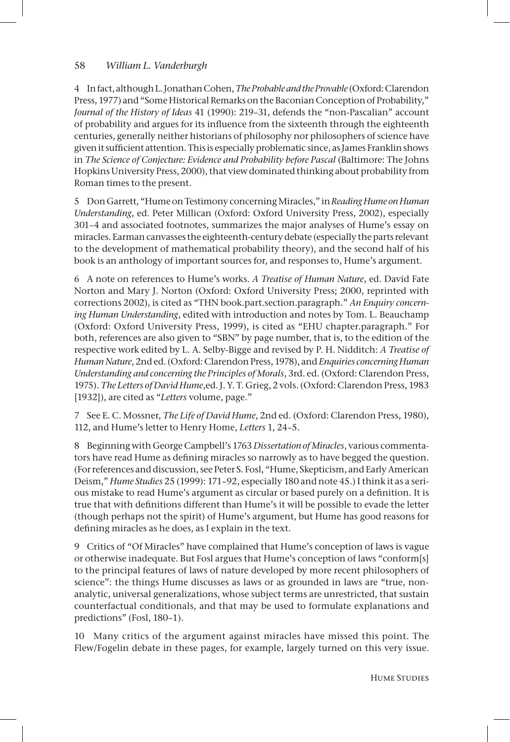4 In fact, although L. Jonathan Cohen, *The Probable and the Provable* (Oxford: Clarendon Press, 1977) and "Some Historical Remarks on the Baconian Conception of Probability," *Journal of the History of Ideas* 41 (1990): 219–31, defends the "non-Pascalian" account of probability and argues for its influence from the sixteenth through the eighteenth centuries, generally neither historians of philosophy nor philosophers of science have given it sufficient attention. This is especially problematic since, as James Franklin shows in *The Science of Conjecture: Evidence and Probability before Pascal* (Baltimore: The Johns Hopkins University Press, 2000), that view dominated thinking about probability from Roman times to the present.

5 Don Garrett, "Hume on Testimony concerning Miracles," in *Reading Hume on Human Understanding*, ed. Peter Millican (Oxford: Oxford University Press, 2002), especially 301–4 and associated footnotes, summarizes the major analyses of Hume's essay on miracles. Earman canvasses the eighteenth-century debate (especially the parts relevant to the development of mathematical probability theory), and the second half of his book is an anthology of important sources for, and responses to, Hume's argument.

6 A note on references to Hume's works. *A Treatise of Human Nature*, ed. David Fate Norton and Mary J. Norton (Oxford: Oxford University Press; 2000, reprinted with corrections 2002), is cited as "THN book.part.section.paragraph." *An Enquiry concerning Human Understanding*, edited with introduction and notes by Tom. L. Beauchamp (Oxford: Oxford University Press, 1999), is cited as "EHU chapter.paragraph." For both, references are also given to "SBN" by page number, that is, to the edition of the respective work edited by L. A. Selby-Bigge and revised by P. H. Nidditch: *A Treatise of Human Nature*, 2nd ed. (Oxford: Clarendon Press, 1978), and *Enquiries concerning Human Understanding and concerning the Principles of Morals*, 3rd. ed. (Oxford: Clarendon Press, 1975). *The Letters of David Hume*, ed. J. Y. T. Grieg, 2 vols. (Oxford: Clarendon Press, 1983 [1932]), are cited as "*Letters* volume, page."

7 See E. C. Mossner, *The Life of David Hume*, 2nd ed. (Oxford: Clarendon Press, 1980), 112, and Hume's letter to Henry Home, *Letters* 1, 24–5.

8 Beginning with George Campbell's 1763 *Dissertation of Miracles*, various commentators have read Hume as defining miracles so narrowly as to have begged the question. (For references and discussion, see Peter S. Fosl, "Hume, Skepticism, and Early American Deism," *Hume Studies* 25 (1999): 171–92, especially 180 and note 45.) I think it as a serious mistake to read Hume's argument as circular or based purely on a definition. It is true that with definitions different than Hume's it will be possible to evade the letter (though perhaps not the spirit) of Hume's argument, but Hume has good reasons for defining miracles as he does, as I explain in the text.

9 Critics of "Of Miracles" have complained that Hume's conception of laws is vague or otherwise inadequate. But Fosl argues that Hume's conception of laws "conform[s] to the principal features of laws of nature developed by more recent philosophers of science": the things Hume discusses as laws or as grounded in laws are "true, non-analytic, universal generalizations, whose subject terms are unrestricted, that sustain counterfactual conditionals, and that may be used to formulate explanations and predictions" (Fosl, 180–1).

10 Many critics of the argument against miracles have missed this point. The Flew/Fogelin debate in these pages, for example, largely turned on this very issue.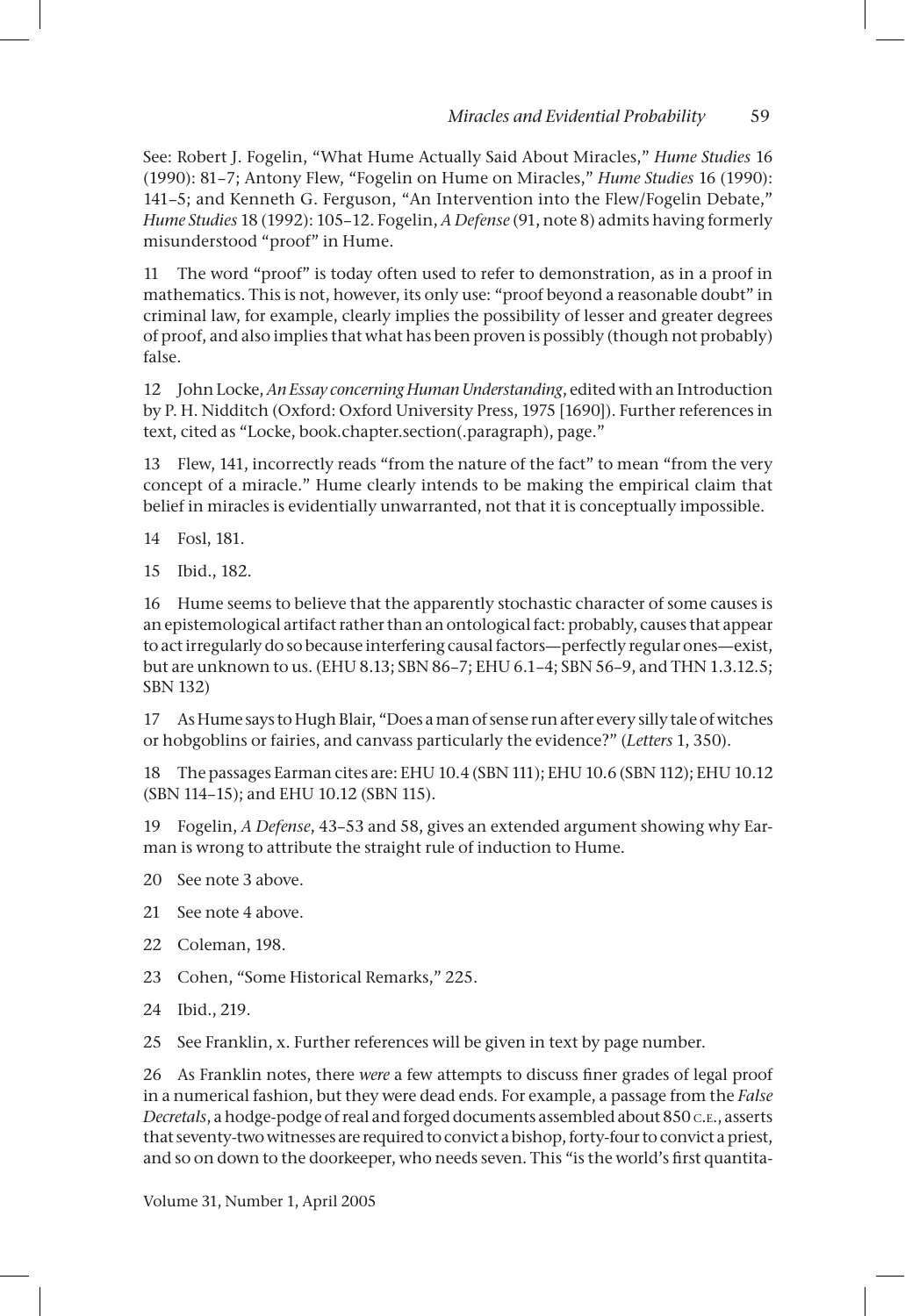See: Robert J. Fogelin, "What Hume Actually Said About Miracles," *Hume Studies* 16 (1990): 81–7; Antony Flew, "Fogelin on Hume on Miracles," *Hume Studies* 16 (1990): 141–5; and Kenneth G. Ferguson, "An Intervention into the Flew/Fogelin Debate," *Hume Studies* 18 (1992): 105–12. Fogelin, *A Defense* (91, note 8) admits having formerly misunderstood "proof" in Hume.

11 The word "proof" is today often used to refer to demonstration, as in a proof in mathematics. This is not, however, its only use: "proof beyond a reasonable doubt" in criminal law, for example, clearly implies the possibility of lesser and greater degrees of proof, and also implies that what has been proven is possibly (though not probably) false.

12 John Locke, *An Essay concerning Human Understanding*, edited with an Introduction by P. H. Nidditch (Oxford: Oxford University Press, 1975 [1690]). Further references in text, cited as "Locke, book.chapter.section(.paragraph), page."

13 Flew, 141, incorrectly reads "from the nature of the fact" to mean "from the very concept of a miracle." Hume clearly intends to be making the empirical claim that belief in miracles is evidentially unwarranted, not that it is conceptually impossible.

14 Fosl, 181.

15 Ibid., 182.

16 Hume seems to believe that the apparently stochastic character of some causes is an epistemological artifact rather than an ontological fact: probably, causes that appear to act irregularly do so because interfering causal factors—perfectly regular ones—exist, but are unknown to us. (EHU 8.13; SBN 86–7; EHU 6.1–4; SBN 56–9, and THN 1.3.12.5; SBN 132)

17 As Hume says to Hugh Blair, "Does a man of sense run after every silly tale of witches or hobgoblins or fairies, and canvass particularly the evidence?" (*Letters* 1, 350).

18 The passages Earman cites are: EHU 10.4 (SBN 111); EHU 10.6 (SBN 112); EHU 10.12 (SBN 114–15); and EHU 10.12 (SBN 115).

19 Fogelin, *A Defense*, 43–53 and 58, gives an extended argument showing why Earman is wrong to attribute the straight rule of induction to Hume.

20 See note 3 above.

21 See note 4 above.

22 Coleman, 198.

23 Cohen, "Some Historical Remarks," 225.

24 Ibid., 219.

25 See Franklin, x. Further references will be given in text by page number.

26 As Franklin notes, there *were* a few attempts to discuss finer grades of legal proof in a numerical fashion, but they were dead ends. For example, a passage from the *False Decretals*, a hodge-podge of real and forged documents assembled about 850 C.E., asserts that seventy-two witnesses are required to convict a bishop, forty-four to convict a priest, and so on down to the doorkeeper, who needs seven. This "is the world's first quantita-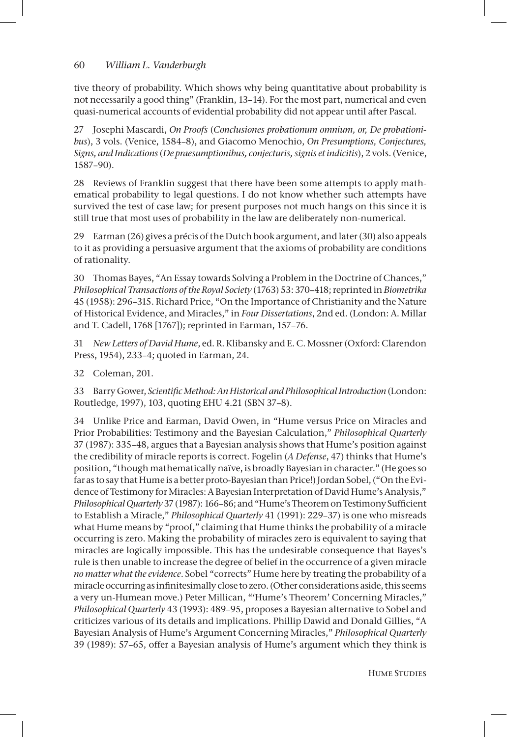tive theory of probability. Which shows why being quantitative about probability is not necessarily a good thing" (Franklin, 13–14). For the most part, numerical and even quasi-numerical accounts of evidential probability did not appear until after Pascal.

27 Josephi Mascardi, *On Proofs* (*Conclusiones probationum omnium, or, De probationibus*), 3 vols. (Venice, 1584–8), and Giacomo Menochio, *On Presumptions, Conjectures, Signs, and Indications* (*De praesumptionibus, conjecturis, signis et indicitis*), 2 vols. (Venice, 1587–90).

28 Reviews of Franklin suggest that there have been some attempts to apply mathematical probability to legal questions. I do not know whether such attempts have survived the test of case law; for present purposes not much hangs on this since it is still true that most uses of probability in the law are deliberately non-numerical.

29 Earman (26) gives a précis of the Dutch book argument, and later (30) also appeals to it as providing a persuasive argument that the axioms of probability are conditions of rationality.

30 Thomas Bayes, "An Essay towards Solving a Problem in the Doctrine of Chances," *Philosophical Transactions of the Royal Society* (1763) 53: 370–418; reprinted in *Biometrika* 45 (1958): 296–315. Richard Price, "On the Importance of Christianity and the Nature of Historical Evidence, and Miracles," in *Four Dissertations*, 2nd ed. (London: A. Millar and T. Cadell, 1768 [1767]); reprinted in Earman, 157–76.

31 *New Letters of David Hume*, ed. R. Klibansky and E. C. Mossner (Oxford: Clarendon Press, 1954), 233–4; quoted in Earman, 24.

32 Coleman, 201.

33 Barry Gower, *Scientific Method: An Historical and Philosophical Introduction* (London: Routledge, 1997), 103, quoting EHU 4.21 (SBN 37–8).

34 Unlike Price and Earman, David Owen, in "Hume versus Price on Miracles and Prior Probabilities: Testimony and the Bayesian Calculation," *Philosophical Quarterly* 37 (1987): 335–48, argues that a Bayesian analysis shows that Hume's position against the credibility of miracle reports is correct. Fogelin (*A Defense*, 47) thinks that Hume's position, "though mathematically naïve, is broadly Bayesian in character." (He goes so far as to say that Hume is a better proto-Bayesian than Price!) Jordan Sobel, ("On the Evidence of Testimony for Miracles: A Bayesian Interpretation of David Hume's Analysis," *Philosophical Quarterly* 37 (1987): 166–86; and "Hume's Theorem on Testimony Sufficient to Establish a Miracle," *Philosophical Quarterly* 41 (1991): 229–37) is one who misreads what Hume means by "proof," claiming that Hume thinks the probability of a miracle occurring is zero. Making the probability of miracles zero is equivalent to saying that miracles are logically impossible. This has the undesirable consequence that Bayes's rule is then unable to increase the degree of belief in the occurrence of a given miracle *no matter what the evidence*. Sobel "corrects" Hume here by treating the probability of a miracle occurring as infinitesimally close to zero. (Other considerations aside, this seems a very un-Humean move.) Peter Millican, "'Hume's Theorem' Concerning Miracles," *Philosophical Quarterly* 43 (1993): 489–95, proposes a Bayesian alternative to Sobel and criticizes various of its details and implications. Phillip Dawid and Donald Gillies, "A Bayesian Analysis of Hume's Argument Concerning Miracles," *Philosophical Quarterly* 39 (1989): 57–65, offer a Bayesian analysis of Hume's argument which they think is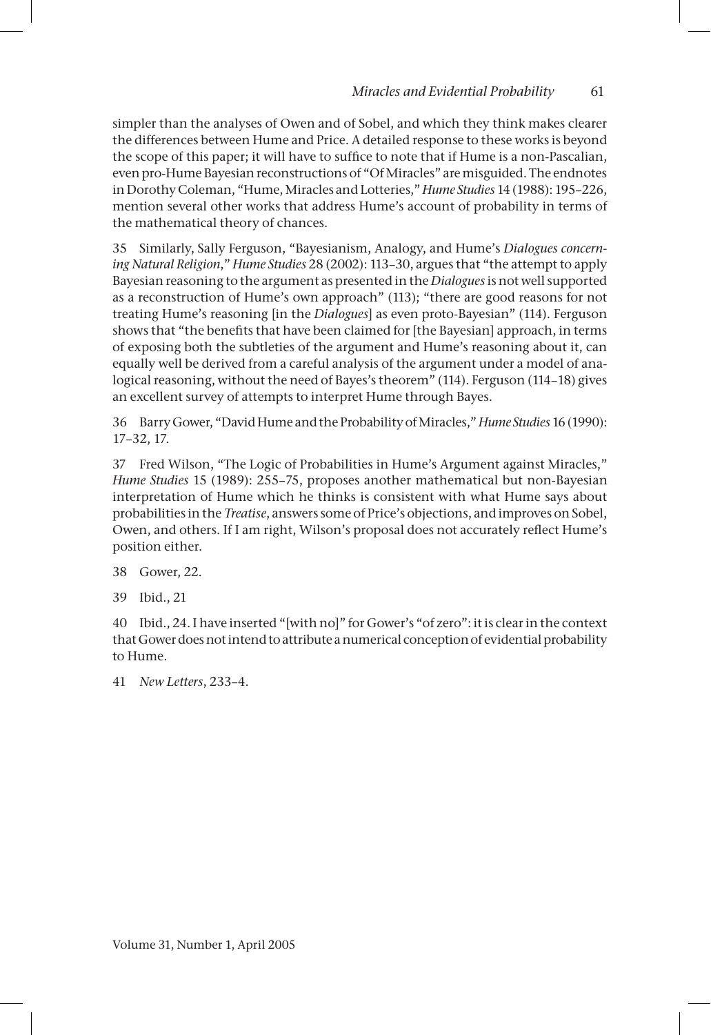simpler than the analyses of Owen and of Sobel, and which they think makes clearer the differences between Hume and Price. A detailed response to these works is beyond the scope of this paper; it will have to suffice to note that if Hume is a non-Pascalian, even pro-Hume Bayesian reconstructions of "Of Miracles" are misguided. The endnotes in Dorothy Coleman, "Hume, Miracles and Lotteries," *Hume Studies* 14 (1988): 195–226, mention several other works that address Hume's account of probability in terms of the mathematical theory of chances.

35 Similarly, Sally Ferguson, "Bayesianism, Analogy, and Hume's *Dialogues concerning Natural Religion*," *Hume Studies* 28 (2002): 113–30, argues that "the attempt to apply Bayesian reasoning to the argument as presented in the *Dialogues* is not well supported as a reconstruction of Hume's own approach" (113); "there are good reasons for not treating Hume's reasoning [in the *Dialogues*] as even proto-Bayesian" (114). Ferguson shows that "the benefits that have been claimed for [the Bayesian] approach, in terms of exposing both the subtleties of the argument and Hume's reasoning about it, can equally well be derived from a careful analysis of the argument under a model of analogical reasoning, without the need of Bayes's theorem" (114). Ferguson (114–18) gives an excellent survey of attempts to interpret Hume through Bayes.

36 Barry Gower, "David Hume and the Probability of Miracles," *Hume Studies* 16 (1990): 17–32, 17.

37 Fred Wilson, "The Logic of Probabilities in Hume's Argument against Miracles," *Hume Studies* 15 (1989): 255–75, proposes another mathematical but non-Bayesian interpretation of Hume which he thinks is consistent with what Hume says about probabilities in the *Treatise*, answers some of Price's objections, and improves on Sobel, Owen, and others. If I am right, Wilson's proposal does not accurately reflect Hume's position either.

38 Gower, 22.

39 Ibid., 21

40 Ibid., 24. I have inserted "[with no]" for Gower's "of zero": it is clear in the context that Gower does not intend to attribute a numerical conception of evidential probability to Hume.

41 *New Letters*, 233–4.